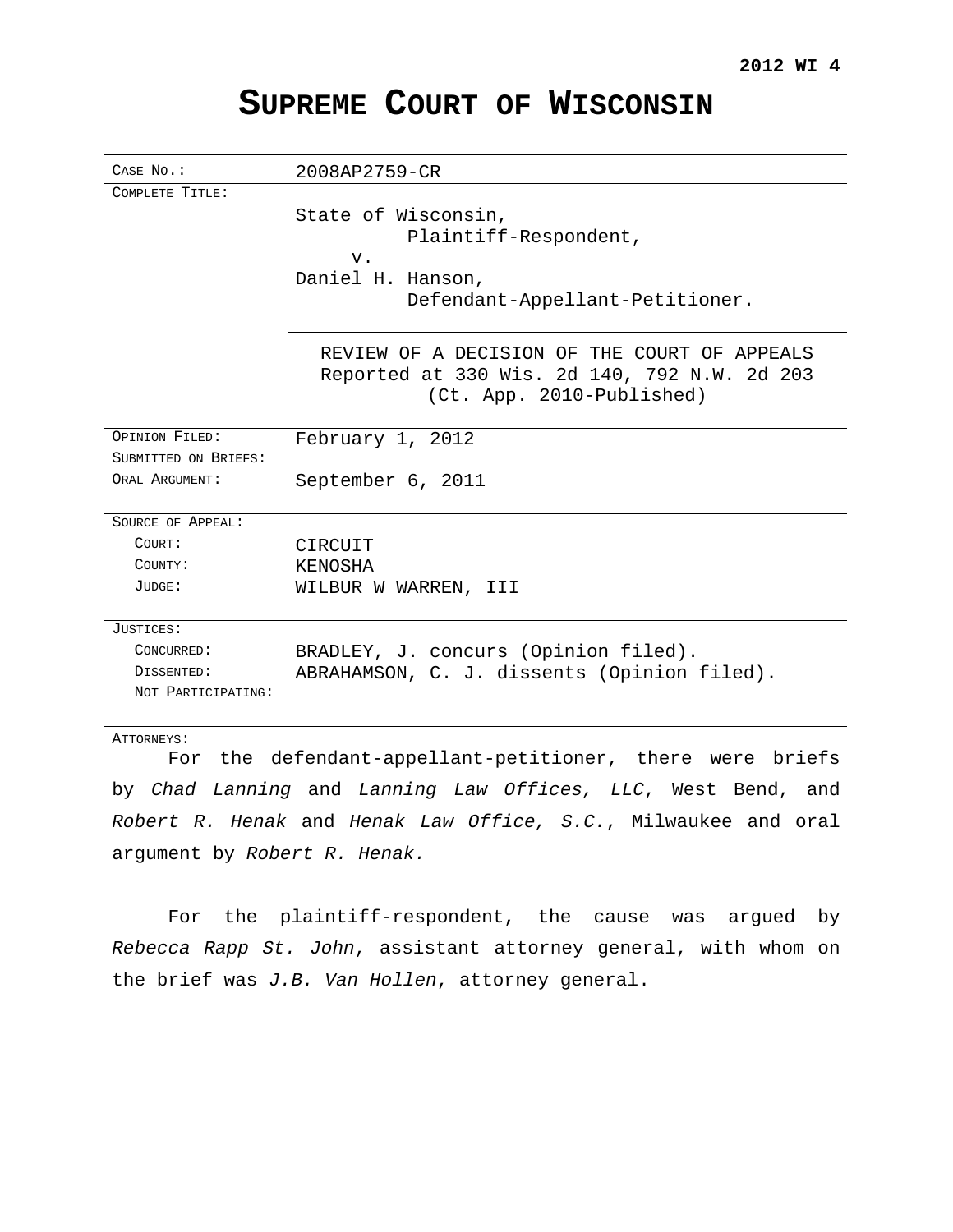**2012 WI 4**

# SUPREME COURT OF WISCONSIN

| | |
|---|---|
| CASE NO.: | 2008AP2759-CR |
| COMPLETE TITLE: | State of Wisconsin,<br>Plaintiff-Respondent,<br>v.<br>Daniel H. Hanson,<br>Defendant-Appellant-Petitioner. |
| | REVIEW OF A DECISION OF THE COURT OF APPEALS<br>Reported at 330 Wis. 2d 140, 792 N.W. 2d 203<br>(Ct. App. 2010-Published) |
| OPINION FILED: | February 1, 2012 |
| SUBMITTED ON BRIEFS: | |
| ORAL ARGUMENT: | September 6, 2011 |
| SOURCE OF APPEAL: | |
| COURT: | CIRCUIT |
| COUNTY: | KENOSHA |
| JUDGE: | WILBUR W WARREN, III |
| JUSTICES: | |
| CONCURRED: | BRADLEY, J. concurs (Opinion filed). |
| DISSENTED: | ABRAHAMSON, C. J. dissents (Opinion filed). |
| NOT PARTICIPATING: | |

ATTORNEYS:

For the defendant-appellant-petitioner, there were briefs by *Chad Lanning* and *Lanning Law Offices, LLC*, West Bend, and *Robert R. Henak* and *Henak Law Office, S.C.*, Milwaukee and oral argument by *Robert R. Henak.*

For the plaintiff-respondent, the cause was argued by *Rebecca Rapp St. John*, assistant attorney general, with whom on the brief was *J.B. Van Hollen*, attorney general.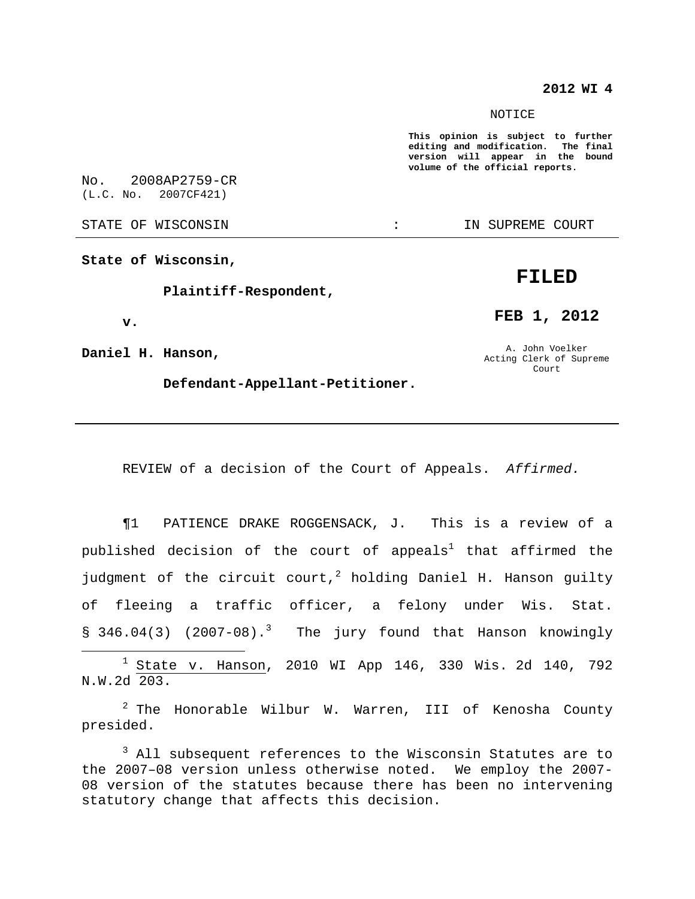**2012 WI 4**

NOTICE

**This opinion is subject to further editing and modification. The final version will appear in the bound volume of the official reports.**

No. 2008AP2759-CR
(L.C. No. 2007CF421)

STATE OF WISCONSIN : IN SUPREME COURT

---

**State of Wisconsin,**

**Plaintiff-Respondent,**

**v.**

**Daniel H. Hanson,**

**Defendant-Appellant-Petitioner.**

**FILED**

**FEB 1, 2012**

A. John Voelker
Acting Clerk of Supreme Court

---

REVIEW of a decision of the Court of Appeals. *Affirmed.*

¶1 PATIENCE DRAKE ROGGENSACK, J. This is a review of a published decision of the court of appeals[1] that affirmed the judgment of the circuit court,[2] holding Daniel H. Hanson guilty of fleeing a traffic officer, a felony under Wis. Stat. § 346.04(3) (2007-08).[3] The jury found that Hanson knowingly

---

[1] State v. Hanson, 2010 WI App 146, 330 Wis. 2d 140, 792 N.W.2d 203.

[2] The Honorable Wilbur W. Warren, III of Kenosha County presided.

[3] All subsequent references to the Wisconsin Statutes are to the 2007–08 version unless otherwise noted. We employ the 2007-08 version of the statutes because there has been no intervening statutory change that affects this decision.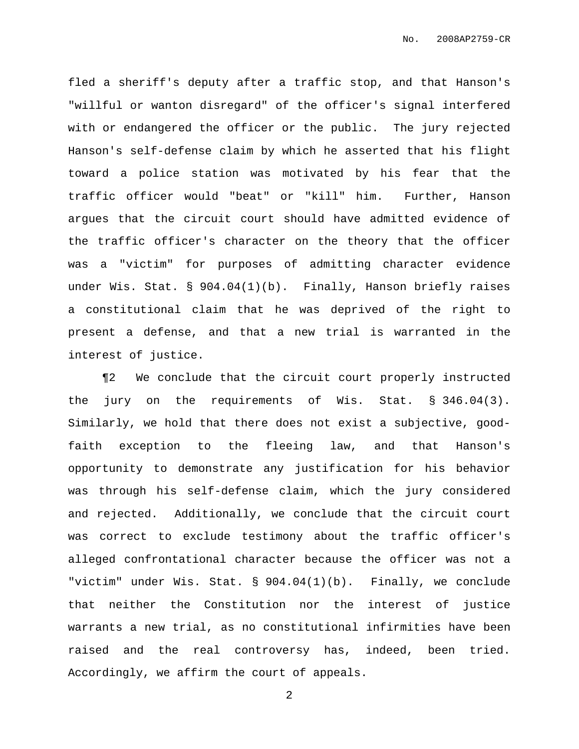fled a sheriff's deputy after a traffic stop, and that Hanson's "willful or wanton disregard" of the officer's signal interfered with or endangered the officer or the public. The jury rejected Hanson's self-defense claim by which he asserted that his flight toward a police station was motivated by his fear that the traffic officer would "beat" or "kill" him. Further, Hanson argues that the circuit court should have admitted evidence of the traffic officer's character on the theory that the officer was a "victim" for purposes of admitting character evidence under Wis. Stat. § 904.04(1)(b). Finally, Hanson briefly raises a constitutional claim that he was deprived of the right to present a defense, and that a new trial is warranted in the interest of justice.

¶2 We conclude that the circuit court properly instructed the jury on the requirements of Wis. Stat. § 346.04(3). Similarly, we hold that there does not exist a subjective, good-faith exception to the fleeing law, and that Hanson's opportunity to demonstrate any justification for his behavior was through his self-defense claim, which the jury considered and rejected. Additionally, we conclude that the circuit court was correct to exclude testimony about the traffic officer's alleged confrontational character because the officer was not a "victim" under Wis. Stat. § 904.04(1)(b). Finally, we conclude that neither the Constitution nor the interest of justice warrants a new trial, as no constitutional infirmities have been raised and the real controversy has, indeed, been tried. Accordingly, we affirm the court of appeals.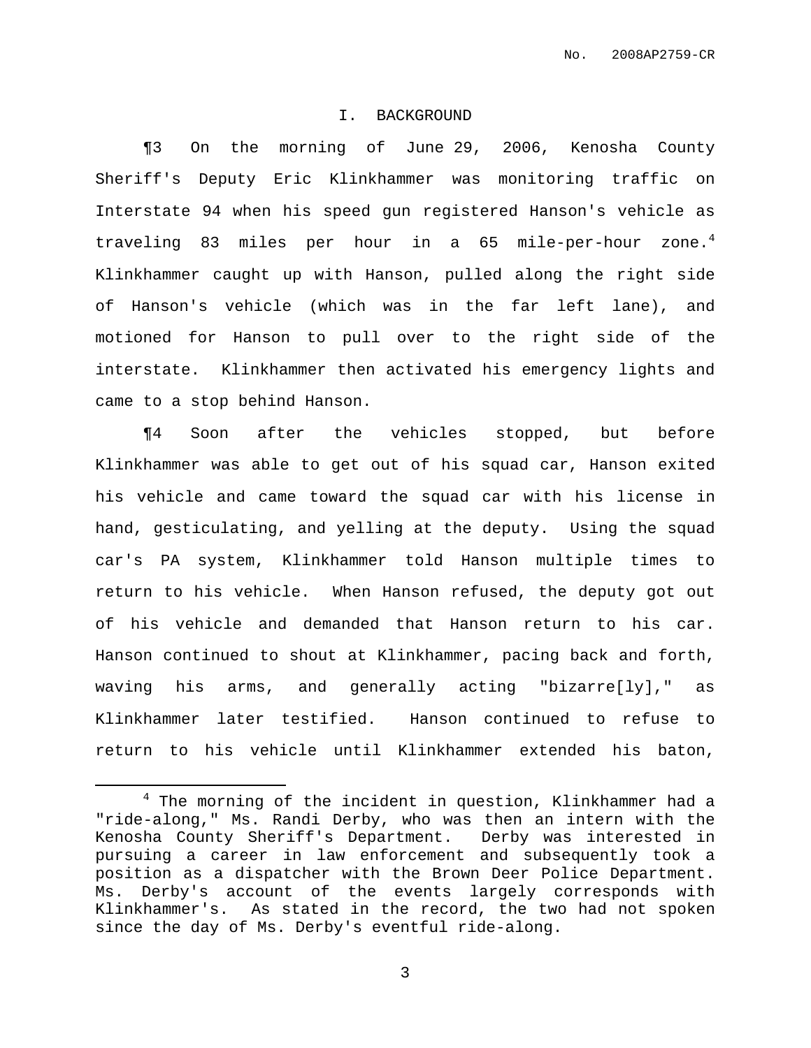## I. BACKGROUND

¶3 On the morning of June 29, 2006, Kenosha County Sheriff's Deputy Eric Klinkhammer was monitoring traffic on Interstate 94 when his speed gun registered Hanson's vehicle as traveling 83 miles per hour in a 65 mile-per-hour zone.[4] Klinkhammer caught up with Hanson, pulled along the right side of Hanson's vehicle (which was in the far left lane), and motioned for Hanson to pull over to the right side of the interstate. Klinkhammer then activated his emergency lights and came to a stop behind Hanson.

¶4 Soon after the vehicles stopped, but before Klinkhammer was able to get out of his squad car, Hanson exited his vehicle and came toward the squad car with his license in hand, gesticulating, and yelling at the deputy. Using the squad car's PA system, Klinkhammer told Hanson multiple times to return to his vehicle. When Hanson refused, the deputy got out of his vehicle and demanded that Hanson return to his car. Hanson continued to shout at Klinkhammer, pacing back and forth, waving his arms, and generally acting "bizarre[ly]," as Klinkhammer later testified. Hanson continued to refuse to return to his vehicle until Klinkhammer extended his baton,

---

[4] The morning of the incident in question, Klinkhammer had a "ride-along," Ms. Randi Derby, who was then an intern with the Kenosha County Sheriff's Department. Derby was interested in pursuing a career in law enforcement and subsequently took a position as a dispatcher with the Brown Deer Police Department. Ms. Derby's account of the events largely corresponds with Klinkhammer's. As stated in the record, the two had not spoken since the day of Ms. Derby's eventful ride-along.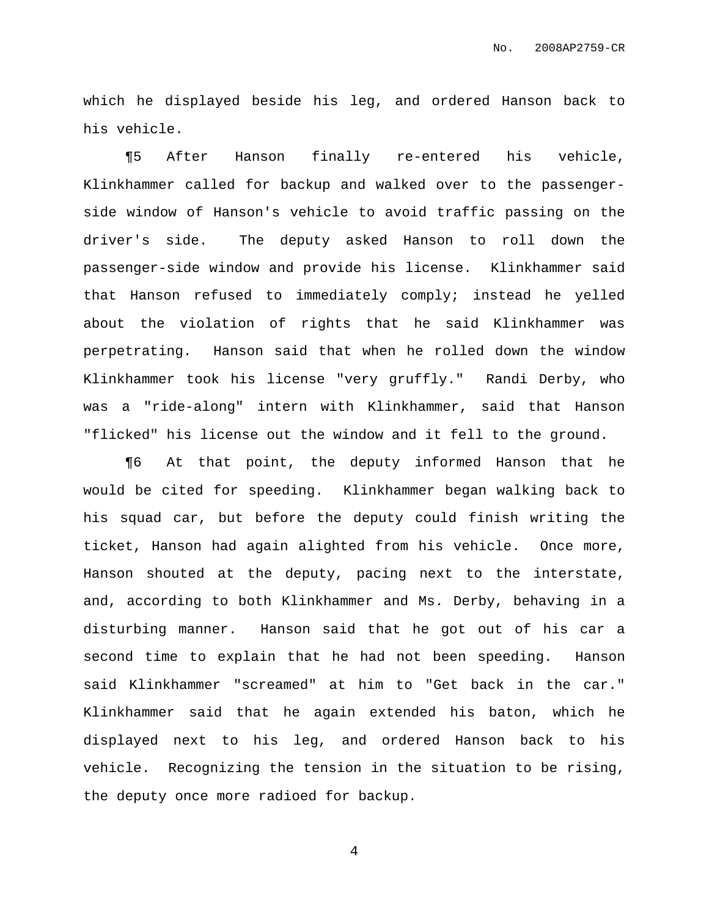which he displayed beside his leg, and ordered Hanson back to his vehicle.

¶5 After Hanson finally re-entered his vehicle, Klinkhammer called for backup and walked over to the passenger-side window of Hanson's vehicle to avoid traffic passing on the driver's side. The deputy asked Hanson to roll down the passenger-side window and provide his license. Klinkhammer said that Hanson refused to immediately comply; instead he yelled about the violation of rights that he said Klinkhammer was perpetrating. Hanson said that when he rolled down the window Klinkhammer took his license "very gruffly." Randi Derby, who was a "ride-along" intern with Klinkhammer, said that Hanson "flicked" his license out the window and it fell to the ground.

¶6 At that point, the deputy informed Hanson that he would be cited for speeding. Klinkhammer began walking back to his squad car, but before the deputy could finish writing the ticket, Hanson had again alighted from his vehicle. Once more, Hanson shouted at the deputy, pacing next to the interstate, and, according to both Klinkhammer and Ms. Derby, behaving in a disturbing manner. Hanson said that he got out of his car a second time to explain that he had not been speeding. Hanson said Klinkhammer "screamed" at him to "Get back in the car." Klinkhammer said that he again extended his baton, which he displayed next to his leg, and ordered Hanson back to his vehicle. Recognizing the tension in the situation to be rising, the deputy once more radioed for backup.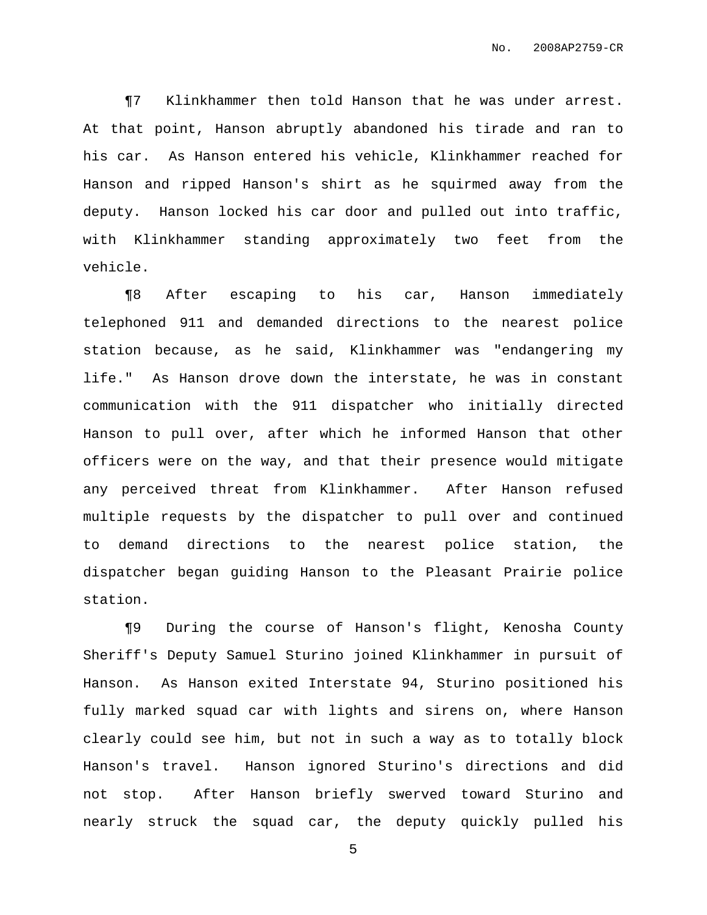¶7 Klinkhammer then told Hanson that he was under arrest. At that point, Hanson abruptly abandoned his tirade and ran to his car. As Hanson entered his vehicle, Klinkhammer reached for Hanson and ripped Hanson's shirt as he squirmed away from the deputy. Hanson locked his car door and pulled out into traffic, with Klinkhammer standing approximately two feet from the vehicle.

¶8 After escaping to his car, Hanson immediately telephoned 911 and demanded directions to the nearest police station because, as he said, Klinkhammer was "endangering my life." As Hanson drove down the interstate, he was in constant communication with the 911 dispatcher who initially directed Hanson to pull over, after which he informed Hanson that other officers were on the way, and that their presence would mitigate any perceived threat from Klinkhammer. After Hanson refused multiple requests by the dispatcher to pull over and continued to demand directions to the nearest police station, the dispatcher began guiding Hanson to the Pleasant Prairie police station.

¶9 During the course of Hanson's flight, Kenosha County Sheriff's Deputy Samuel Sturino joined Klinkhammer in pursuit of Hanson. As Hanson exited Interstate 94, Sturino positioned his fully marked squad car with lights and sirens on, where Hanson clearly could see him, but not in such a way as to totally block Hanson's travel. Hanson ignored Sturino's directions and did not stop. After Hanson briefly swerved toward Sturino and nearly struck the squad car, the deputy quickly pulled his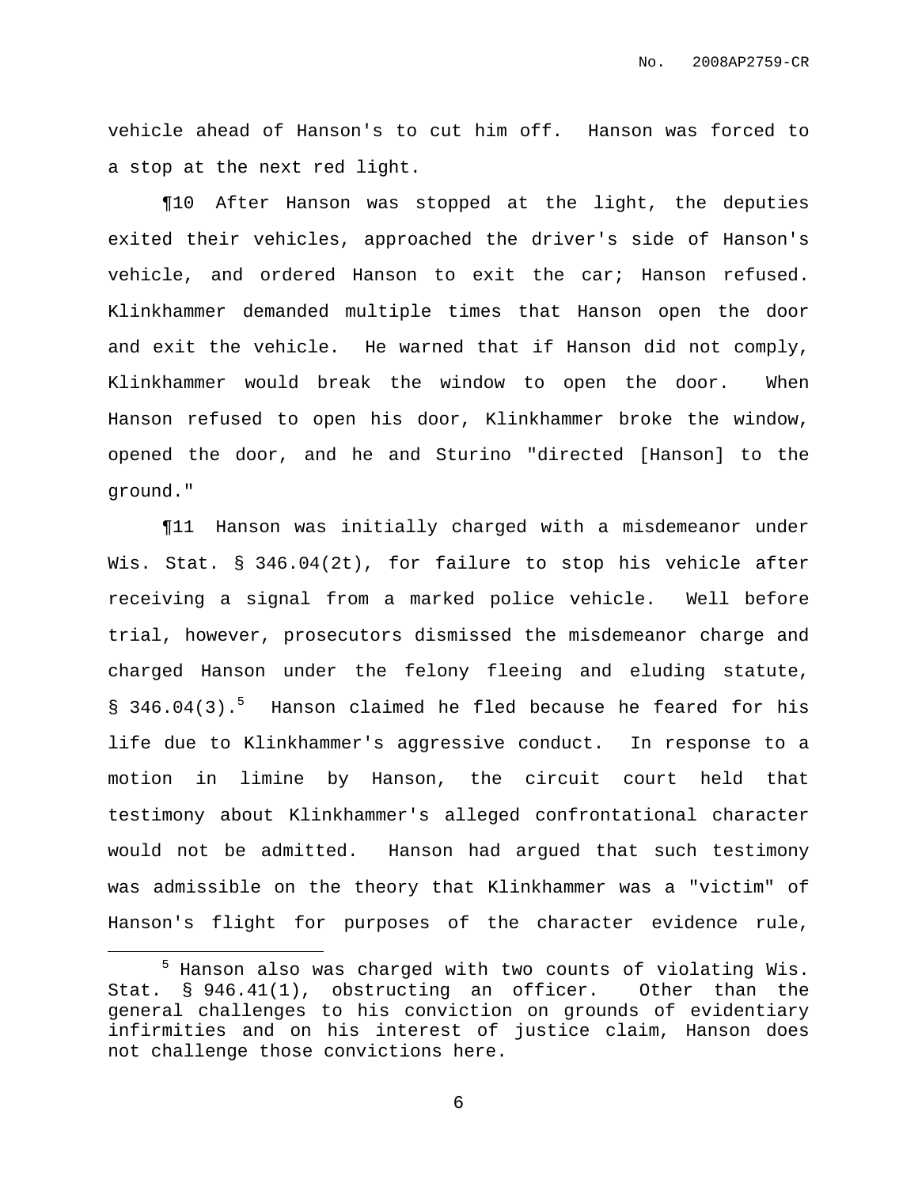vehicle ahead of Hanson's to cut him off. Hanson was forced to a stop at the next red light.

¶10 After Hanson was stopped at the light, the deputies exited their vehicles, approached the driver's side of Hanson's vehicle, and ordered Hanson to exit the car; Hanson refused. Klinkhammer demanded multiple times that Hanson open the door and exit the vehicle. He warned that if Hanson did not comply, Klinkhammer would break the window to open the door. When Hanson refused to open his door, Klinkhammer broke the window, opened the door, and he and Sturino "directed [Hanson] to the ground."

¶11 Hanson was initially charged with a misdemeanor under Wis. Stat. § 346.04(2t), for failure to stop his vehicle after receiving a signal from a marked police vehicle. Well before trial, however, prosecutors dismissed the misdemeanor charge and charged Hanson under the felony fleeing and eluding statute, § 346.04(3).[5] Hanson claimed he fled because he feared for his life due to Klinkhammer's aggressive conduct. In response to a motion in limine by Hanson, the circuit court held that testimony about Klinkhammer's alleged confrontational character would not be admitted. Hanson had argued that such testimony was admissible on the theory that Klinkhammer was a "victim" of Hanson's flight for purposes of the character evidence rule,

---

[5] Hanson also was charged with two counts of violating Wis. Stat. § 946.41(1), obstructing an officer. Other than the general challenges to his conviction on grounds of evidentiary infirmities and on his interest of justice claim, Hanson does not challenge those convictions here.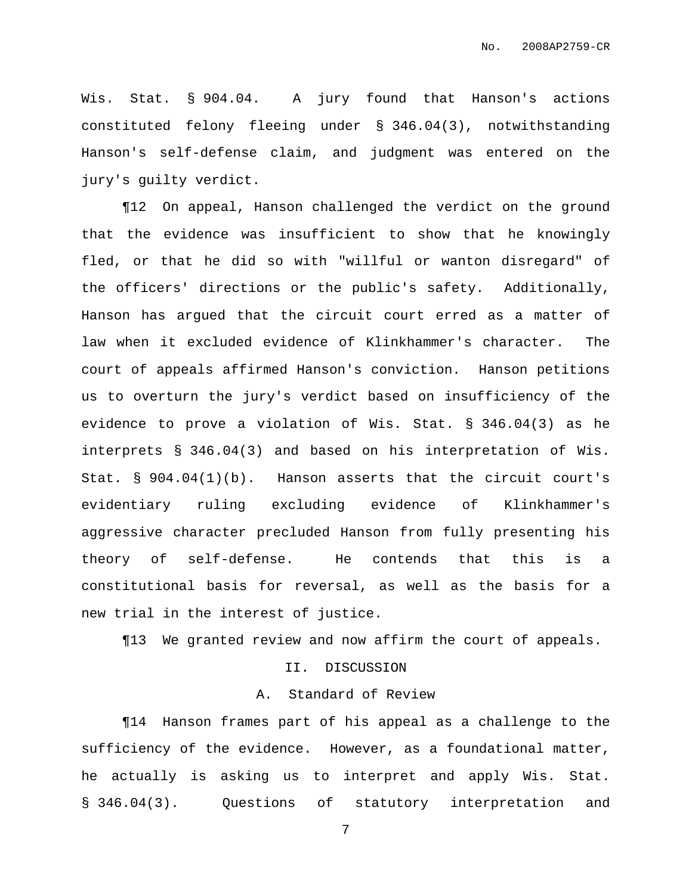Wis. Stat. § 904.04. A jury found that Hanson's actions constituted felony fleeing under § 346.04(3), notwithstanding Hanson's self-defense claim, and judgment was entered on the jury's guilty verdict.

¶12 On appeal, Hanson challenged the verdict on the ground that the evidence was insufficient to show that he knowingly fled, or that he did so with "willful or wanton disregard" of the officers' directions or the public's safety. Additionally, Hanson has argued that the circuit court erred as a matter of law when it excluded evidence of Klinkhammer's character. The court of appeals affirmed Hanson's conviction. Hanson petitions us to overturn the jury's verdict based on insufficiency of the evidence to prove a violation of Wis. Stat. § 346.04(3) as he interprets § 346.04(3) and based on his interpretation of Wis. Stat. § 904.04(1)(b). Hanson asserts that the circuit court's evidentiary ruling excluding evidence of Klinkhammer's aggressive character precluded Hanson from fully presenting his theory of self-defense. He contends that this is a constitutional basis for reversal, as well as the basis for a new trial in the interest of justice.

¶13 We granted review and now affirm the court of appeals.

## II. DISCUSSION

### A. Standard of Review

¶14 Hanson frames part of his appeal as a challenge to the sufficiency of the evidence. However, as a foundational matter, he actually is asking us to interpret and apply Wis. Stat. § 346.04(3). Questions of statutory interpretation and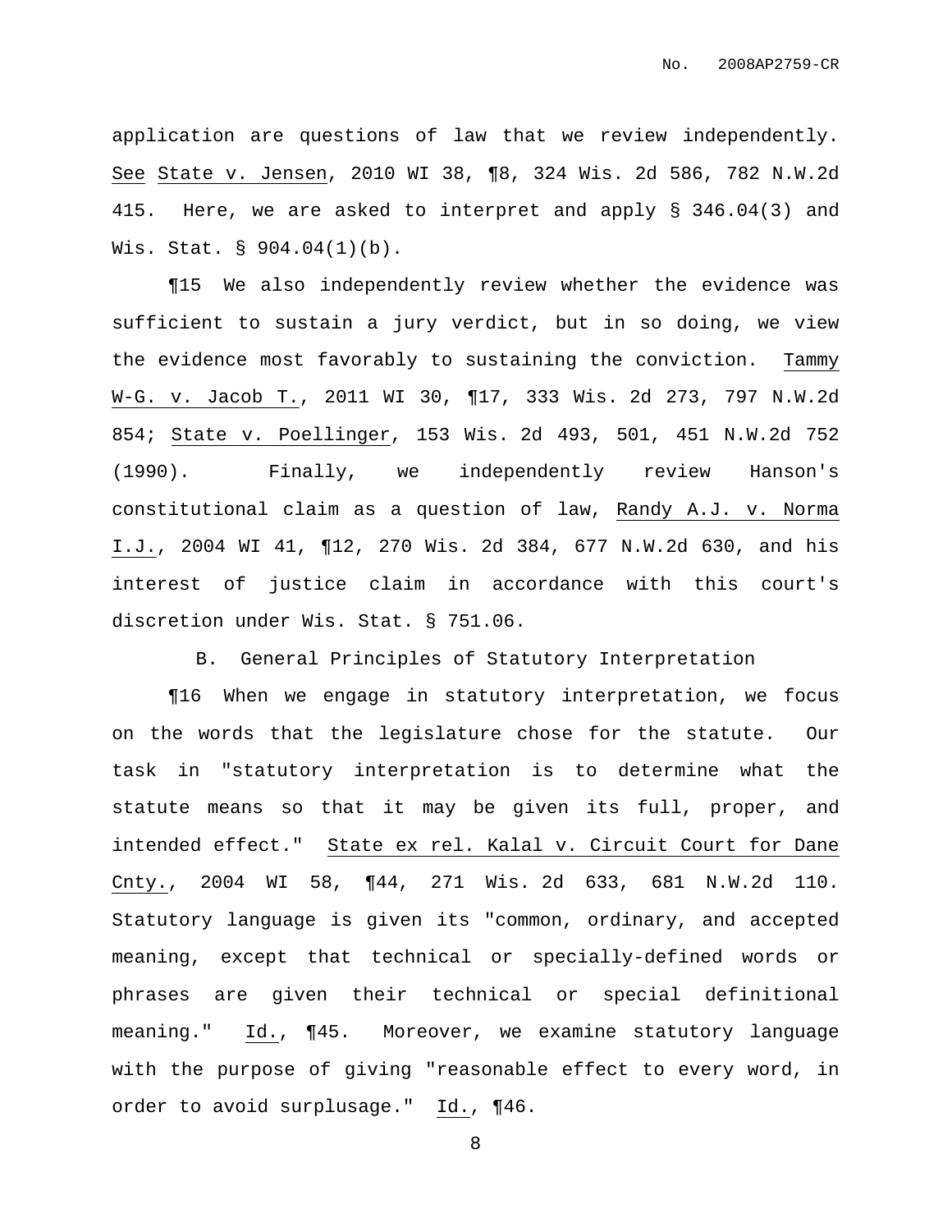application are questions of law that we review independently. See State v. Jensen, 2010 WI 38, ¶8, 324 Wis. 2d 586, 782 N.W.2d 415. Here, we are asked to interpret and apply § 346.04(3) and Wis. Stat. § 904.04(1)(b).

¶15 We also independently review whether the evidence was sufficient to sustain a jury verdict, but in so doing, we view the evidence most favorably to sustaining the conviction. Tammy W-G. v. Jacob T., 2011 WI 30, ¶17, 333 Wis. 2d 273, 797 N.W.2d 854; State v. Poellinger, 153 Wis. 2d 493, 501, 451 N.W.2d 752 (1990). Finally, we independently review Hanson's constitutional claim as a question of law, Randy A.J. v. Norma I.J., 2004 WI 41, ¶12, 270 Wis. 2d 384, 677 N.W.2d 630, and his interest of justice claim in accordance with this court's discretion under Wis. Stat. § 751.06.

### B. General Principles of Statutory Interpretation

¶16 When we engage in statutory interpretation, we focus on the words that the legislature chose for the statute. Our task in "statutory interpretation is to determine what the statute means so that it may be given its full, proper, and intended effect." State ex rel. Kalal v. Circuit Court for Dane Cnty., 2004 WI 58, ¶44, 271 Wis. 2d 633, 681 N.W.2d 110. Statutory language is given its "common, ordinary, and accepted meaning, except that technical or specially-defined words or phrases are given their technical or special definitional meaning." Id., ¶45. Moreover, we examine statutory language with the purpose of giving "reasonable effect to every word, in order to avoid surplusage." Id., ¶46.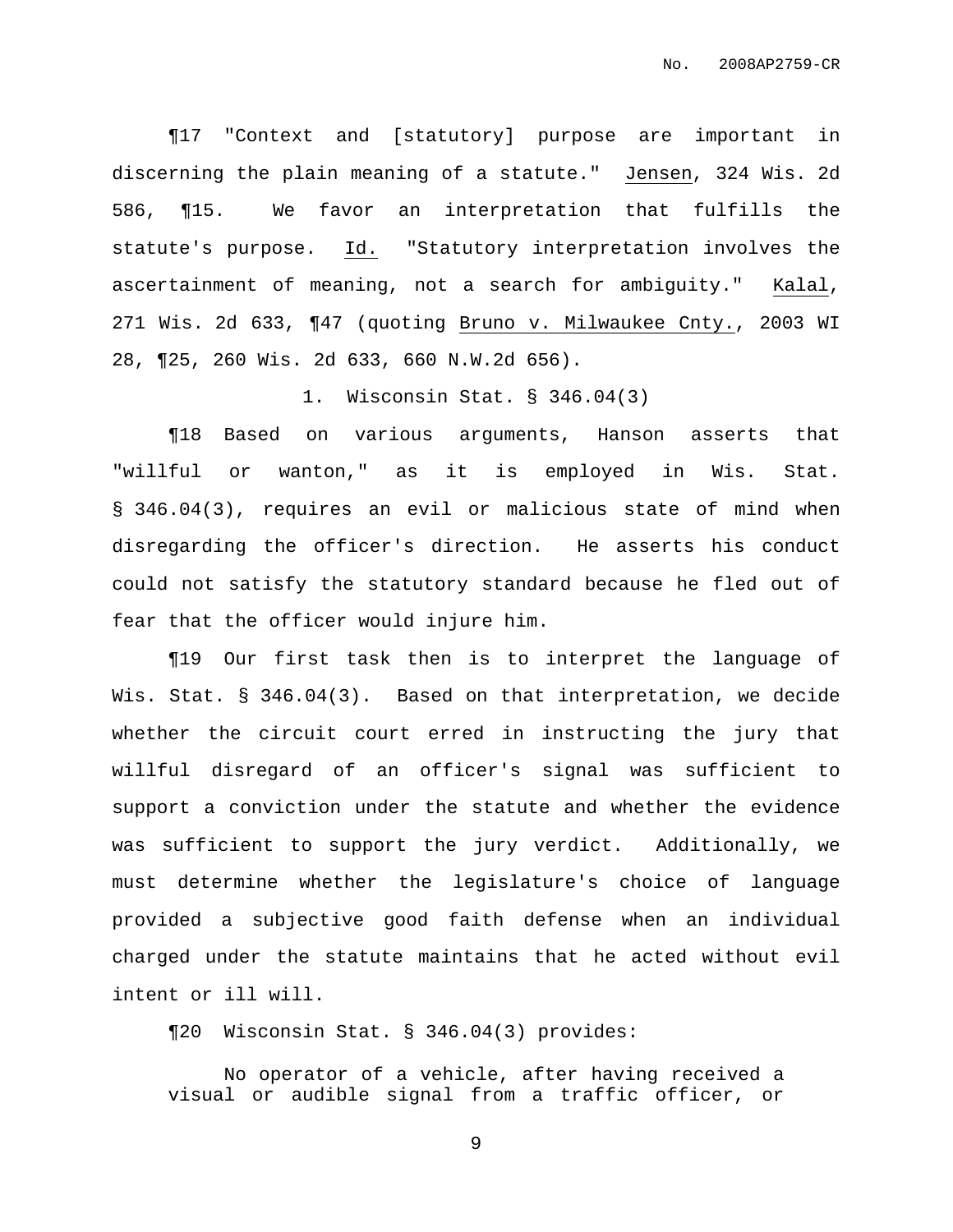¶17 "Context and [statutory] purpose are important in discerning the plain meaning of a statute." Jensen, 324 Wis. 2d 586, ¶15. We favor an interpretation that fulfills the statute's purpose. Id. "Statutory interpretation involves the ascertainment of meaning, not a search for ambiguity." Kalal, 271 Wis. 2d 633, ¶47 (quoting Bruno v. Milwaukee Cnty., 2003 WI 28, ¶25, 260 Wis. 2d 633, 660 N.W.2d 656).

1. Wisconsin Stat. § 346.04(3)

¶18 Based on various arguments, Hanson asserts that "willful or wanton," as it is employed in Wis. Stat. § 346.04(3), requires an evil or malicious state of mind when disregarding the officer's direction. He asserts his conduct could not satisfy the statutory standard because he fled out of fear that the officer would injure him.

¶19 Our first task then is to interpret the language of Wis. Stat. § 346.04(3). Based on that interpretation, we decide whether the circuit court erred in instructing the jury that willful disregard of an officer's signal was sufficient to support a conviction under the statute and whether the evidence was sufficient to support the jury verdict. Additionally, we must determine whether the legislature's choice of language provided a subjective good faith defense when an individual charged under the statute maintains that he acted without evil intent or ill will.

¶20 Wisconsin Stat. § 346.04(3) provides:

> No operator of a vehicle, after having received a visual or audible signal from a traffic officer, or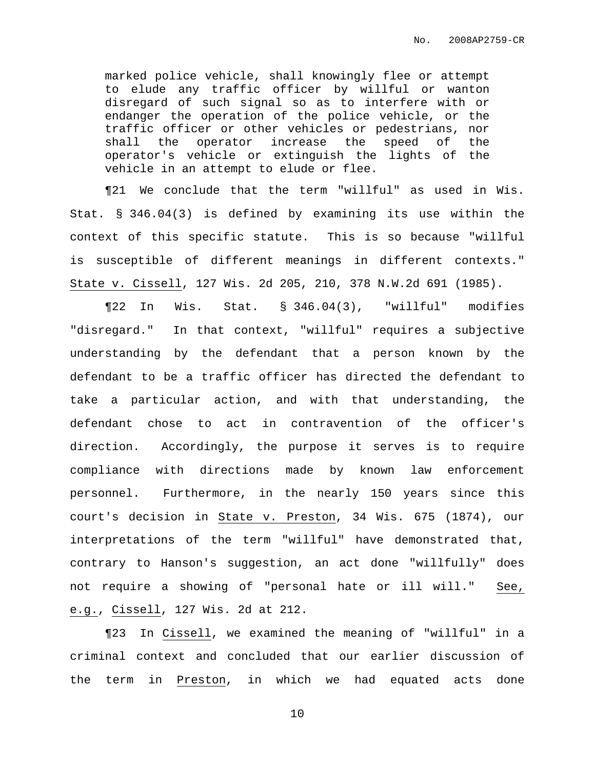> marked police vehicle, shall knowingly flee or attempt to elude any traffic officer by willful or wanton disregard of such signal so as to interfere with or endanger the operation of the police vehicle, or the traffic officer or other vehicles or pedestrians, nor shall the operator increase the speed of the operator's vehicle or extinguish the lights of the vehicle in an attempt to elude or flee.

¶21 We conclude that the term "willful" as used in Wis. Stat. § 346.04(3) is defined by examining its use within the context of this specific statute. This is so because "willful is susceptible of different meanings in different contexts." State v. Cissell, 127 Wis. 2d 205, 210, 378 N.W.2d 691 (1985).

¶22 In Wis. Stat. § 346.04(3), "willful" modifies "disregard." In that context, "willful" requires a subjective understanding by the defendant that a person known by the defendant to be a traffic officer has directed the defendant to take a particular action, and with that understanding, the defendant chose to act in contravention of the officer's direction. Accordingly, the purpose it serves is to require compliance with directions made by known law enforcement personnel. Furthermore, in the nearly 150 years since this court's decision in State v. Preston, 34 Wis. 675 (1874), our interpretations of the term "willful" have demonstrated that, contrary to Hanson's suggestion, an act done "willfully" does not require a showing of "personal hate or ill will." See, e.g., Cissell, 127 Wis. 2d at 212.

¶23 In Cissell, we examined the meaning of "willful" in a criminal context and concluded that our earlier discussion of the term in Preston, in which we had equated acts done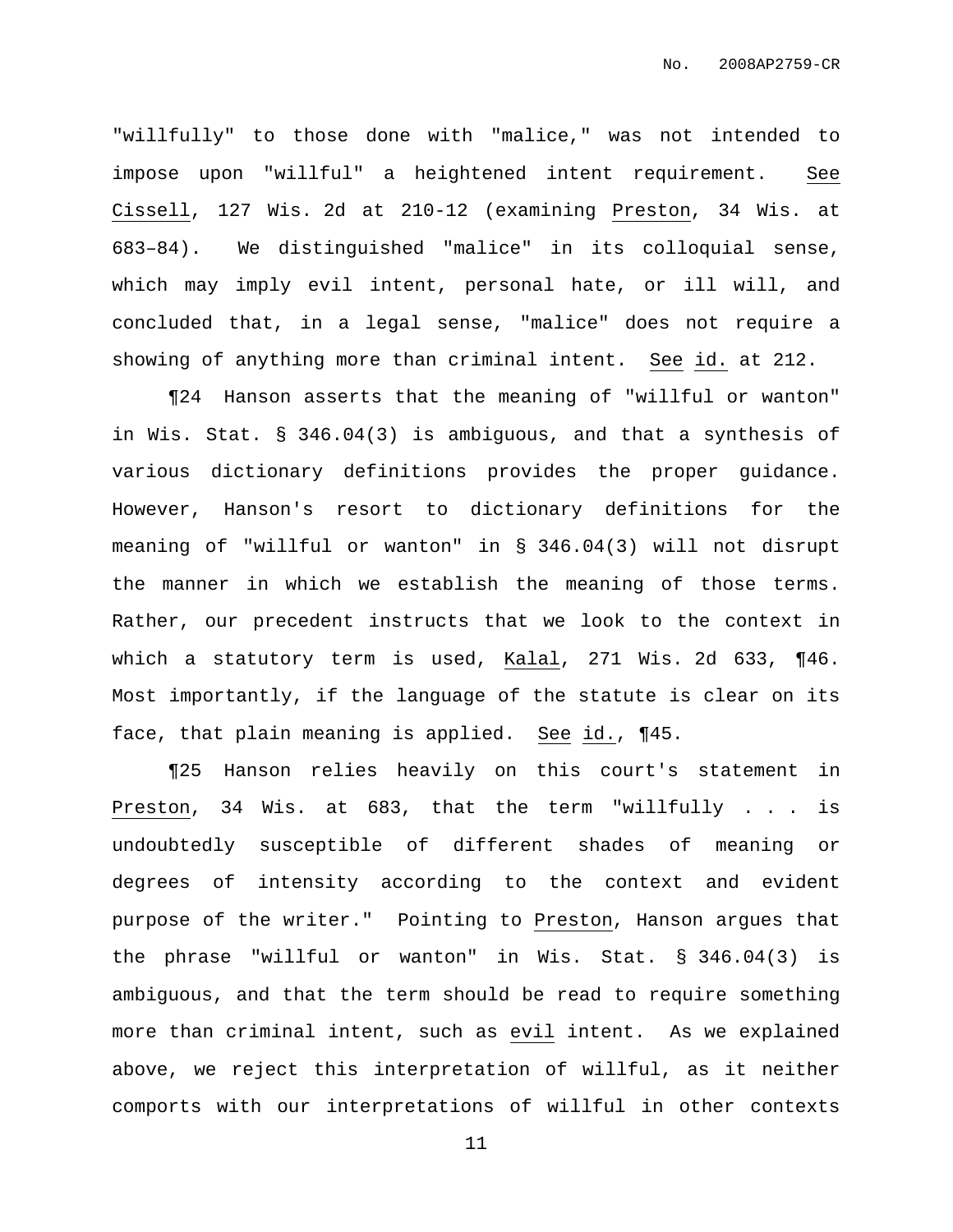"willfully" to those done with "malice," was not intended to impose upon "willful" a heightened intent requirement. See Cissell, 127 Wis. 2d at 210-12 (examining Preston, 34 Wis. at 683–84). We distinguished "malice" in its colloquial sense, which may imply evil intent, personal hate, or ill will, and concluded that, in a legal sense, "malice" does not require a showing of anything more than criminal intent. See id. at 212.

¶24 Hanson asserts that the meaning of "willful or wanton" in Wis. Stat. § 346.04(3) is ambiguous, and that a synthesis of various dictionary definitions provides the proper guidance. However, Hanson's resort to dictionary definitions for the meaning of "willful or wanton" in § 346.04(3) will not disrupt the manner in which we establish the meaning of those terms. Rather, our precedent instructs that we look to the context in which a statutory term is used, Kalal, 271 Wis. 2d 633, ¶46. Most importantly, if the language of the statute is clear on its face, that plain meaning is applied. See id., ¶45.

¶25 Hanson relies heavily on this court's statement in Preston, 34 Wis. at 683, that the term "willfully . . . is undoubtedly susceptible of different shades of meaning or degrees of intensity according to the context and evident purpose of the writer." Pointing to Preston, Hanson argues that the phrase "willful or wanton" in Wis. Stat. § 346.04(3) is ambiguous, and that the term should be read to require something more than criminal intent, such as evil intent. As we explained above, we reject this interpretation of willful, as it neither comports with our interpretations of willful in other contexts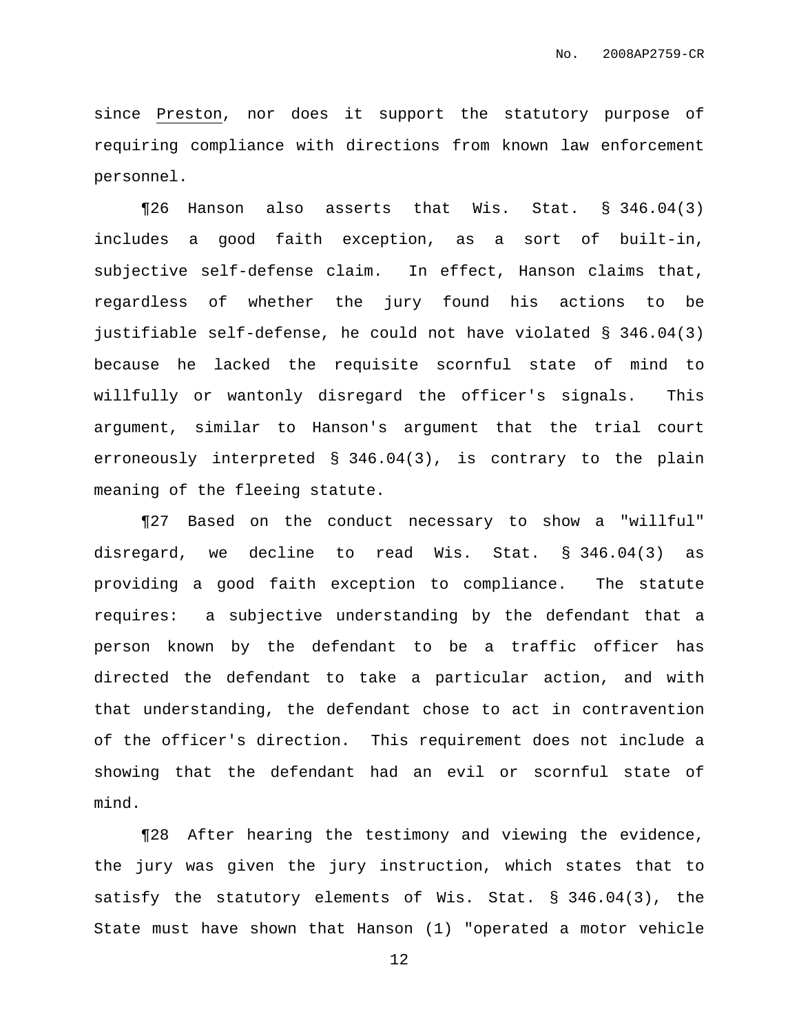since Preston, nor does it support the statutory purpose of requiring compliance with directions from known law enforcement personnel.

¶26 Hanson also asserts that Wis. Stat. § 346.04(3) includes a good faith exception, as a sort of built-in, subjective self-defense claim. In effect, Hanson claims that, regardless of whether the jury found his actions to be justifiable self-defense, he could not have violated § 346.04(3) because he lacked the requisite scornful state of mind to willfully or wantonly disregard the officer's signals. This argument, similar to Hanson's argument that the trial court erroneously interpreted § 346.04(3), is contrary to the plain meaning of the fleeing statute.

¶27 Based on the conduct necessary to show a "willful" disregard, we decline to read Wis. Stat. § 346.04(3) as providing a good faith exception to compliance. The statute requires: a subjective understanding by the defendant that a person known by the defendant to be a traffic officer has directed the defendant to take a particular action, and with that understanding, the defendant chose to act in contravention of the officer's direction. This requirement does not include a showing that the defendant had an evil or scornful state of mind.

¶28 After hearing the testimony and viewing the evidence, the jury was given the jury instruction, which states that to satisfy the statutory elements of Wis. Stat. § 346.04(3), the State must have shown that Hanson (1) "operated a motor vehicle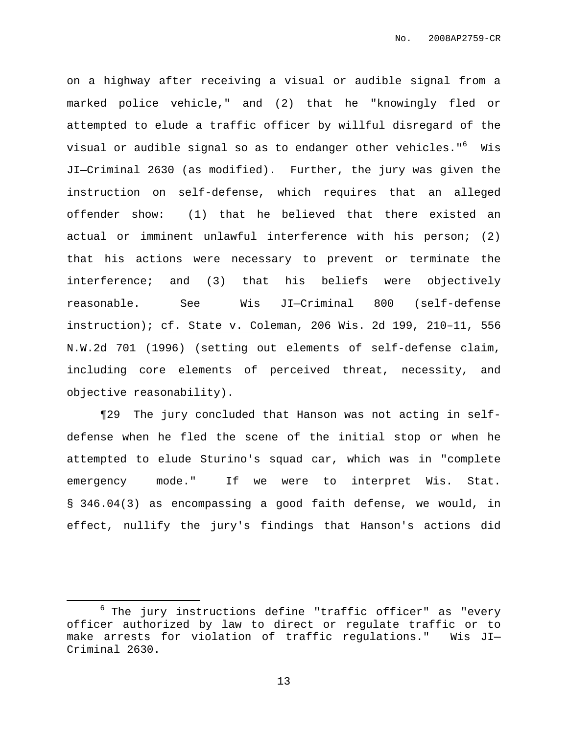on a highway after receiving a visual or audible signal from a marked police vehicle," and (2) that he "knowingly fled or attempted to elude a traffic officer by willful disregard of the visual or audible signal so as to endanger other vehicles."[6] Wis JI—Criminal 2630 (as modified). Further, the jury was given the instruction on self-defense, which requires that an alleged offender show: (1) that he believed that there existed an actual or imminent unlawful interference with his person; (2) that his actions were necessary to prevent or terminate the interference; and (3) that his beliefs were objectively reasonable. See Wis JI—Criminal 800 (self-defense instruction); cf. State v. Coleman, 206 Wis. 2d 199, 210–11, 556 N.W.2d 701 (1996) (setting out elements of self-defense claim, including core elements of perceived threat, necessity, and objective reasonability).

¶29 The jury concluded that Hanson was not acting in self-defense when he fled the scene of the initial stop or when he attempted to elude Sturino's squad car, which was in "complete emergency mode." If we were to interpret Wis. Stat. § 346.04(3) as encompassing a good faith defense, we would, in effect, nullify the jury's findings that Hanson's actions did

[6] The jury instructions define "traffic officer" as "every officer authorized by law to direct or regulate traffic or to make arrests for violation of traffic regulations." Wis JI—Criminal 2630.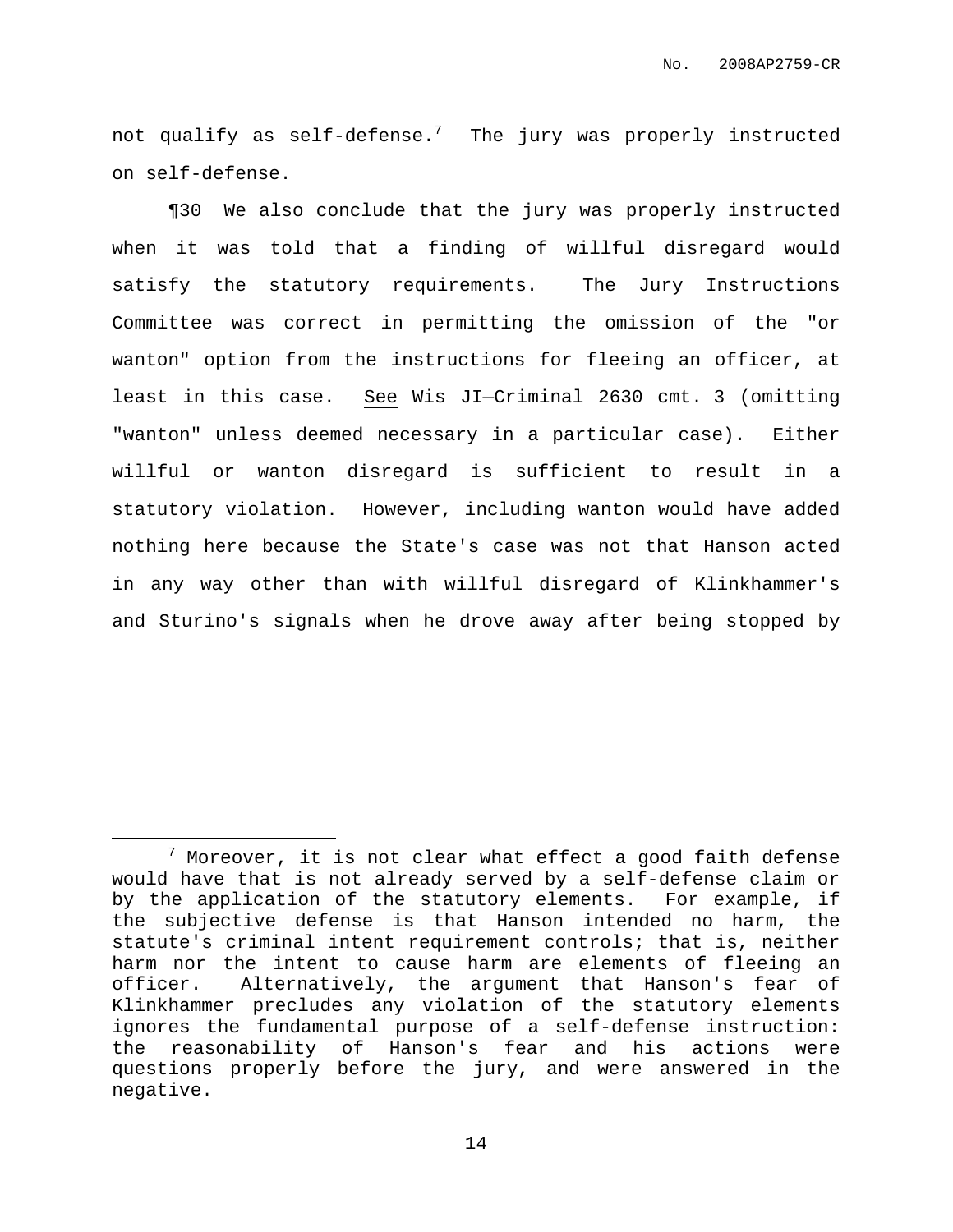not qualify as self-defense.[7] The jury was properly instructed on self-defense.

¶30 We also conclude that the jury was properly instructed when it was told that a finding of willful disregard would satisfy the statutory requirements. The Jury Instructions Committee was correct in permitting the omission of the "or wanton" option from the instructions for fleeing an officer, at least in this case. See Wis JI—Criminal 2630 cmt. 3 (omitting "wanton" unless deemed necessary in a particular case). Either willful or wanton disregard is sufficient to result in a statutory violation. However, including wanton would have added nothing here because the State's case was not that Hanson acted in any way other than with willful disregard of Klinkhammer's and Sturino's signals when he drove away after being stopped by

---

[7] Moreover, it is not clear what effect a good faith defense would have that is not already served by a self-defense claim or by the application of the statutory elements. For example, if the subjective defense is that Hanson intended no harm, the statute's criminal intent requirement controls; that is, neither harm nor the intent to cause harm are elements of fleeing an officer. Alternatively, the argument that Hanson's fear of Klinkhammer precludes any violation of the statutory elements ignores the fundamental purpose of a self-defense instruction: the reasonability of Hanson's fear and his actions were questions properly before the jury, and were answered in the negative.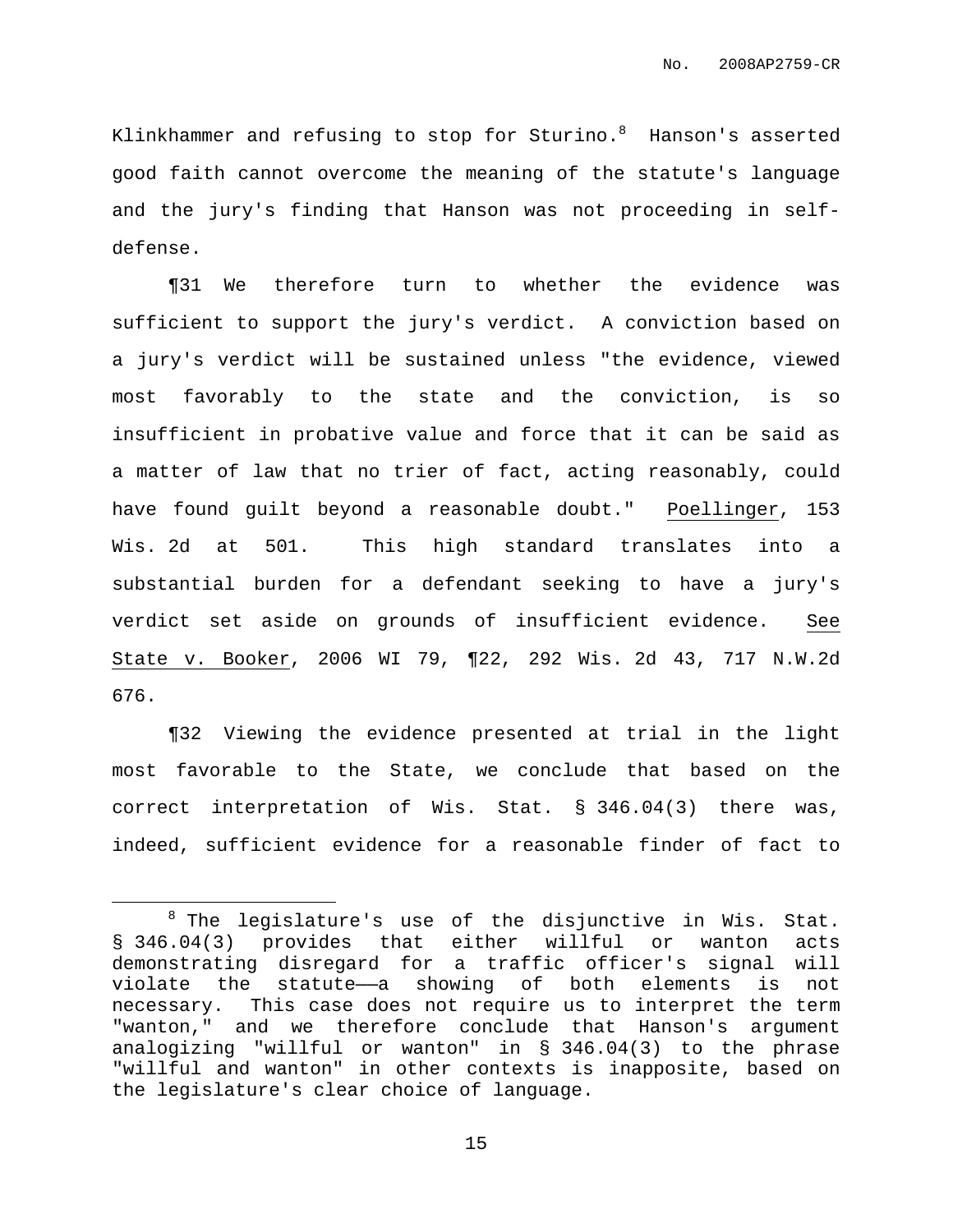Klinkhammer and refusing to stop for Sturino.[8] Hanson's asserted good faith cannot overcome the meaning of the statute's language and the jury's finding that Hanson was not proceeding in self-defense.

¶31 We therefore turn to whether the evidence was sufficient to support the jury's verdict. A conviction based on a jury's verdict will be sustained unless "the evidence, viewed most favorably to the state and the conviction, is so insufficient in probative value and force that it can be said as a matter of law that no trier of fact, acting reasonably, could have found guilt beyond a reasonable doubt." Poellinger, 153 Wis. 2d at 501. This high standard translates into a substantial burden for a defendant seeking to have a jury's verdict set aside on grounds of insufficient evidence. See State v. Booker, 2006 WI 79, ¶22, 292 Wis. 2d 43, 717 N.W.2d 676.

¶32 Viewing the evidence presented at trial in the light most favorable to the State, we conclude that based on the correct interpretation of Wis. Stat. § 346.04(3) there was, indeed, sufficient evidence for a reasonable finder of fact to

---

[8] The legislature's use of the disjunctive in Wis. Stat. § 346.04(3) provides that either willful or wanton acts demonstrating disregard for a traffic officer's signal will violate the statute——a showing of both elements is not necessary. This case does not require us to interpret the term "wanton," and we therefore conclude that Hanson's argument analogizing "willful or wanton" in § 346.04(3) to the phrase "willful and wanton" in other contexts is inapposite, based on the legislature's clear choice of language.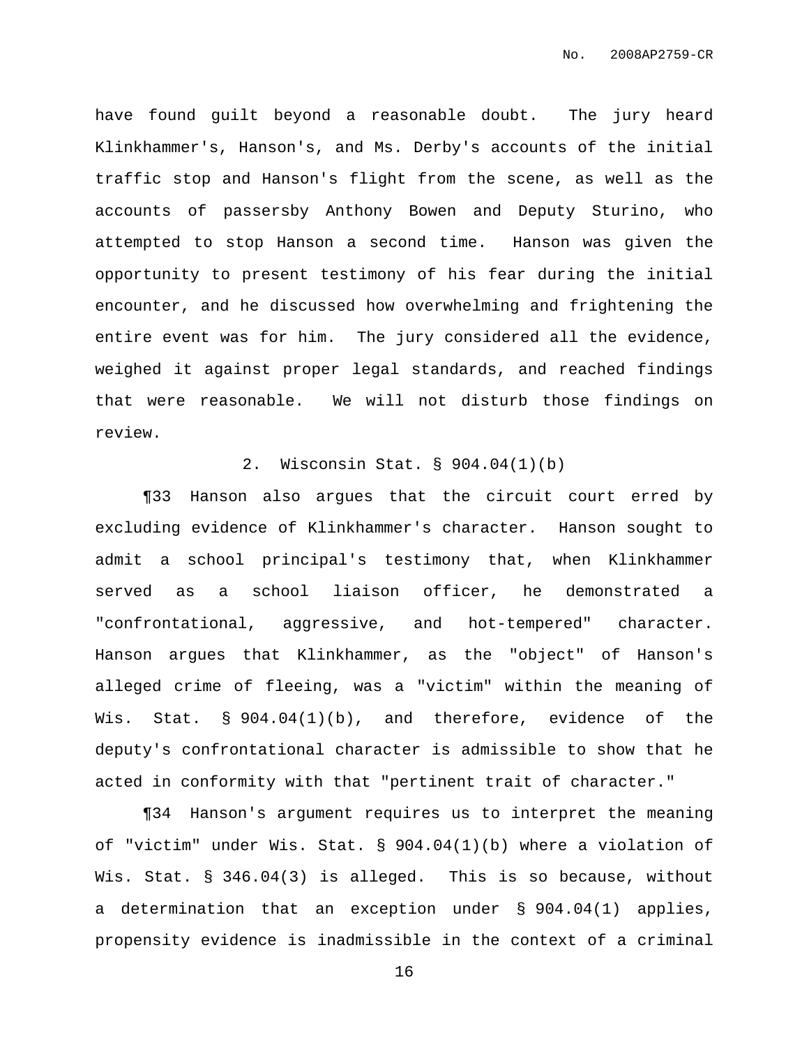have found guilt beyond a reasonable doubt. The jury heard Klinkhammer's, Hanson's, and Ms. Derby's accounts of the initial traffic stop and Hanson's flight from the scene, as well as the accounts of passersby Anthony Bowen and Deputy Sturino, who attempted to stop Hanson a second time. Hanson was given the opportunity to present testimony of his fear during the initial encounter, and he discussed how overwhelming and frightening the entire event was for him. The jury considered all the evidence, weighed it against proper legal standards, and reached findings that were reasonable. We will not disturb those findings on review.

### 2. Wisconsin Stat. § 904.04(1)(b)

¶33 Hanson also argues that the circuit court erred by excluding evidence of Klinkhammer's character. Hanson sought to admit a school principal's testimony that, when Klinkhammer served as a school liaison officer, he demonstrated a "confrontational, aggressive, and hot-tempered" character. Hanson argues that Klinkhammer, as the "object" of Hanson's alleged crime of fleeing, was a "victim" within the meaning of Wis. Stat. § 904.04(1)(b), and therefore, evidence of the deputy's confrontational character is admissible to show that he acted in conformity with that "pertinent trait of character."

¶34 Hanson's argument requires us to interpret the meaning of "victim" under Wis. Stat. § 904.04(1)(b) where a violation of Wis. Stat. § 346.04(3) is alleged. This is so because, without a determination that an exception under § 904.04(1) applies, propensity evidence is inadmissible in the context of a criminal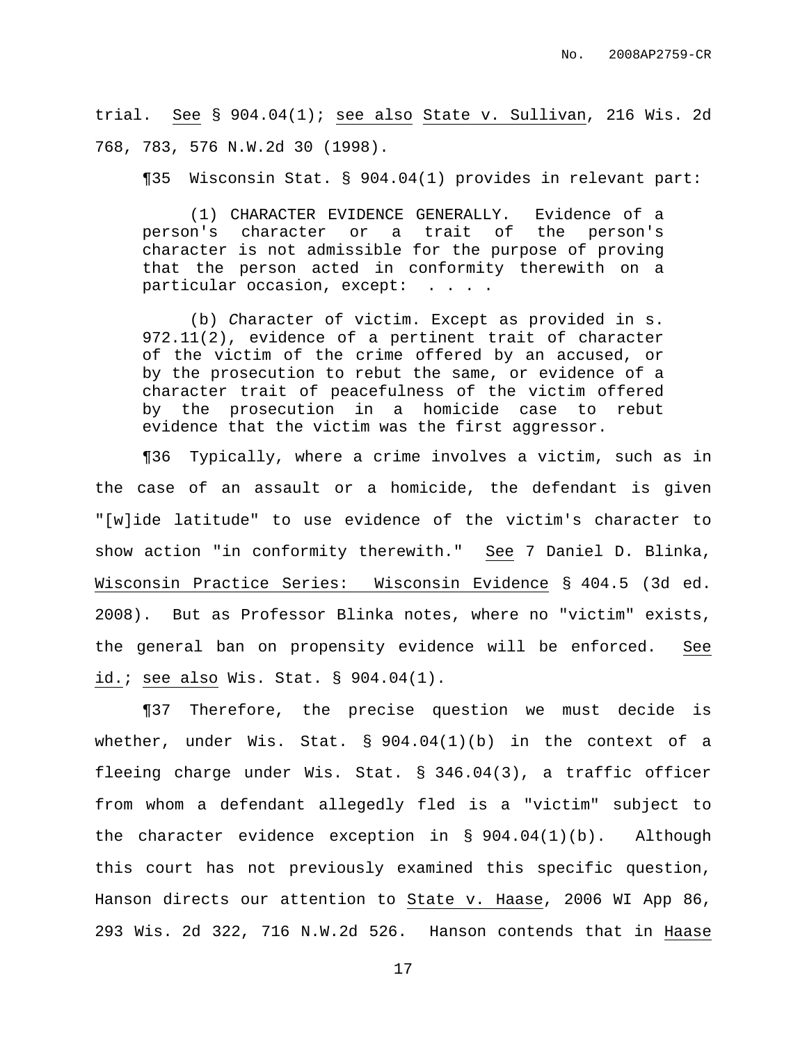trial. See § 904.04(1); see also State v. Sullivan, 216 Wis. 2d 768, 783, 576 N.W.2d 30 (1998).

¶35 Wisconsin Stat. § 904.04(1) provides in relevant part:

> (1) CHARACTER EVIDENCE GENERALLY. Evidence of a person's character or a trait of the person's character is not admissible for the purpose of proving that the person acted in conformity therewith on a particular occasion, except: . . . .
>
> (b) *C*haracter of victim. Except as provided in s. 972.11(2), evidence of a pertinent trait of character of the victim of the crime offered by an accused, or by the prosecution to rebut the same, or evidence of a character trait of peacefulness of the victim offered by the prosecution in a homicide case to rebut evidence that the victim was the first aggressor.

¶36 Typically, where a crime involves a victim, such as in the case of an assault or a homicide, the defendant is given "[w]ide latitude" to use evidence of the victim's character to show action "in conformity therewith." See 7 Daniel D. Blinka, Wisconsin Practice Series: Wisconsin Evidence § 404.5 (3d ed. 2008). But as Professor Blinka notes, where no "victim" exists, the general ban on propensity evidence will be enforced. See id.; see also Wis. Stat. § 904.04(1).

¶37 Therefore, the precise question we must decide is whether, under Wis. Stat. § 904.04(1)(b) in the context of a fleeing charge under Wis. Stat. § 346.04(3), a traffic officer from whom a defendant allegedly fled is a "victim" subject to the character evidence exception in § 904.04(1)(b). Although this court has not previously examined this specific question, Hanson directs our attention to State v. Haase, 2006 WI App 86, 293 Wis. 2d 322, 716 N.W.2d 526. Hanson contends that in Haase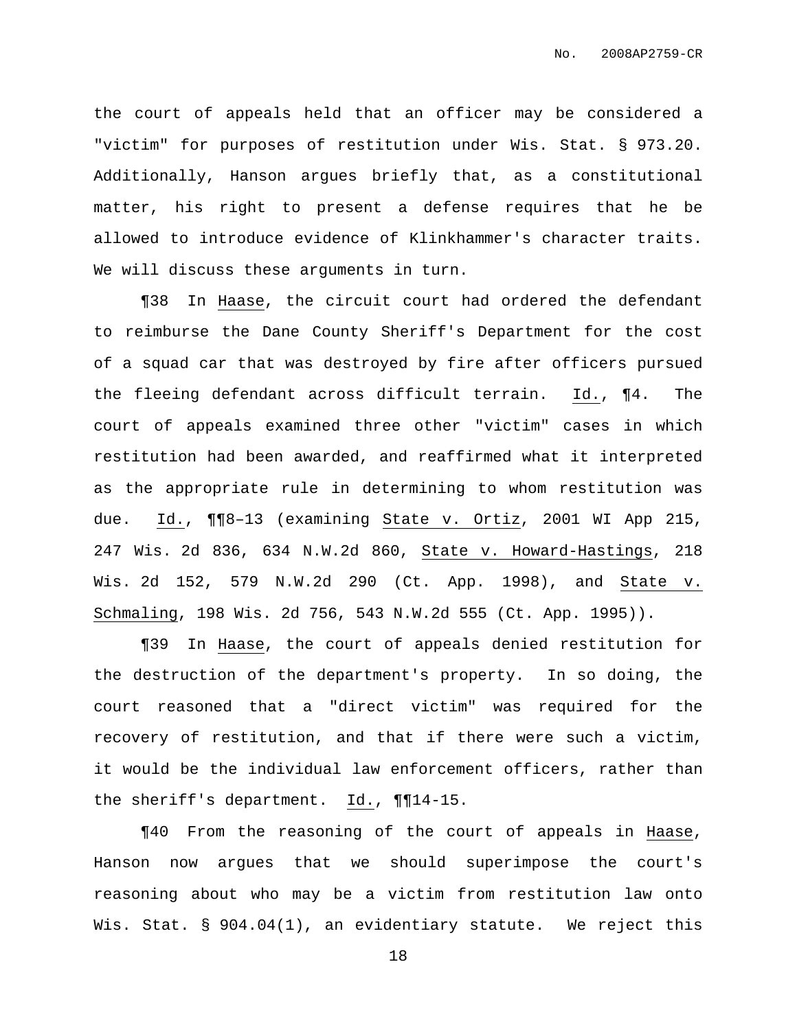the court of appeals held that an officer may be considered a "victim" for purposes of restitution under Wis. Stat. § 973.20. Additionally, Hanson argues briefly that, as a constitutional matter, his right to present a defense requires that he be allowed to introduce evidence of Klinkhammer's character traits. We will discuss these arguments in turn.

¶38 In Haase, the circuit court had ordered the defendant to reimburse the Dane County Sheriff's Department for the cost of a squad car that was destroyed by fire after officers pursued the fleeing defendant across difficult terrain. Id., ¶4. The court of appeals examined three other "victim" cases in which restitution had been awarded, and reaffirmed what it interpreted as the appropriate rule in determining to whom restitution was due. Id., ¶¶8–13 (examining State v. Ortiz, 2001 WI App 215, 247 Wis. 2d 836, 634 N.W.2d 860, State v. Howard-Hastings, 218 Wis. 2d 152, 579 N.W.2d 290 (Ct. App. 1998), and State v. Schmaling, 198 Wis. 2d 756, 543 N.W.2d 555 (Ct. App. 1995)).

¶39 In Haase, the court of appeals denied restitution for the destruction of the department's property. In so doing, the court reasoned that a "direct victim" was required for the recovery of restitution, and that if there were such a victim, it would be the individual law enforcement officers, rather than the sheriff's department. Id., ¶¶14-15.

¶40 From the reasoning of the court of appeals in Haase, Hanson now argues that we should superimpose the court's reasoning about who may be a victim from restitution law onto Wis. Stat. § 904.04(1), an evidentiary statute. We reject this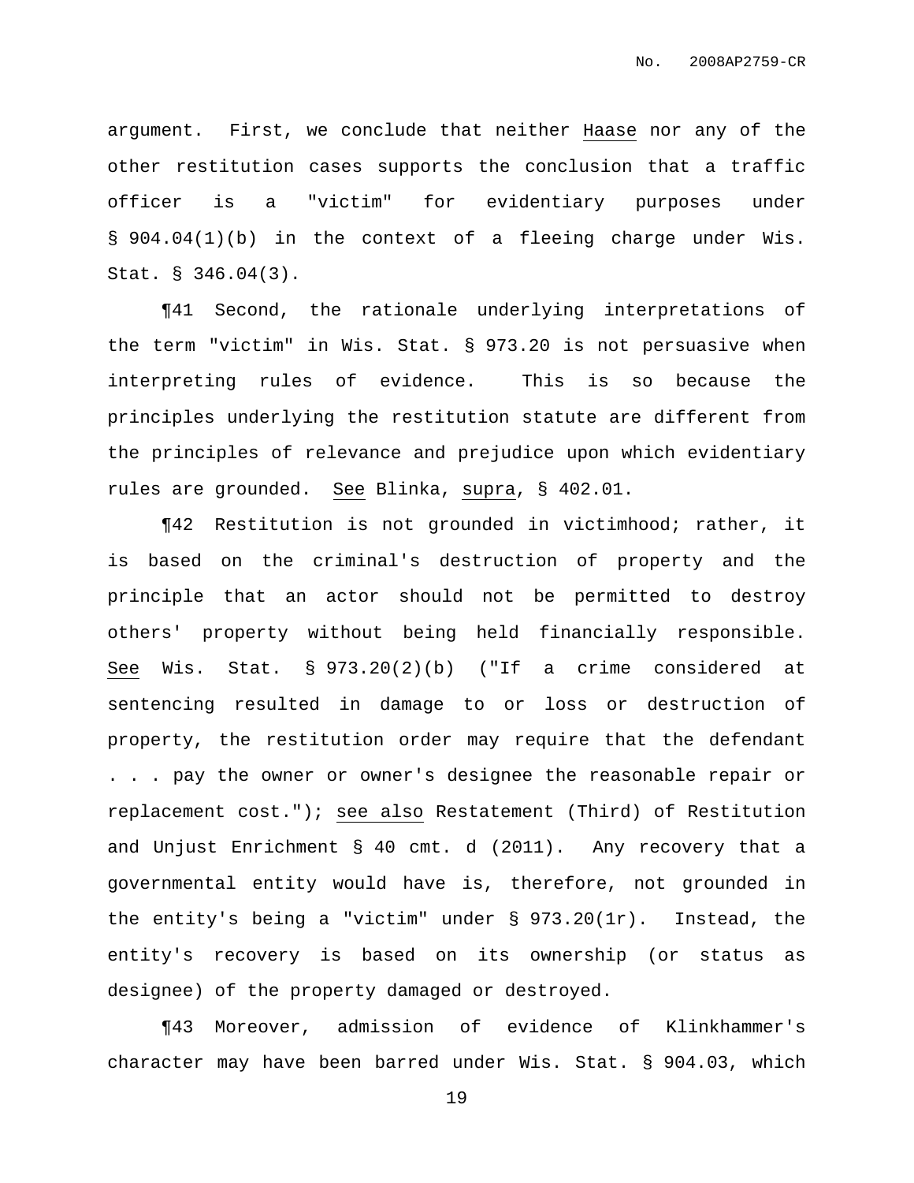argument. First, we conclude that neither Haase nor any of the other restitution cases supports the conclusion that a traffic officer is a "victim" for evidentiary purposes under § 904.04(1)(b) in the context of a fleeing charge under Wis. Stat. § 346.04(3).

¶41 Second, the rationale underlying interpretations of the term "victim" in Wis. Stat. § 973.20 is not persuasive when interpreting rules of evidence. This is so because the principles underlying the restitution statute are different from the principles of relevance and prejudice upon which evidentiary rules are grounded. See Blinka, supra, § 402.01.

¶42 Restitution is not grounded in victimhood; rather, it is based on the criminal's destruction of property and the principle that an actor should not be permitted to destroy others' property without being held financially responsible. See Wis. Stat. § 973.20(2)(b) ("If a crime considered at sentencing resulted in damage to or loss or destruction of property, the restitution order may require that the defendant . . . pay the owner or owner's designee the reasonable repair or replacement cost."); see also Restatement (Third) of Restitution and Unjust Enrichment § 40 cmt. d (2011). Any recovery that a governmental entity would have is, therefore, not grounded in the entity's being a "victim" under § 973.20(1r). Instead, the entity's recovery is based on its ownership (or status as designee) of the property damaged or destroyed.

¶43 Moreover, admission of evidence of Klinkhammer's character may have been barred under Wis. Stat. § 904.03, which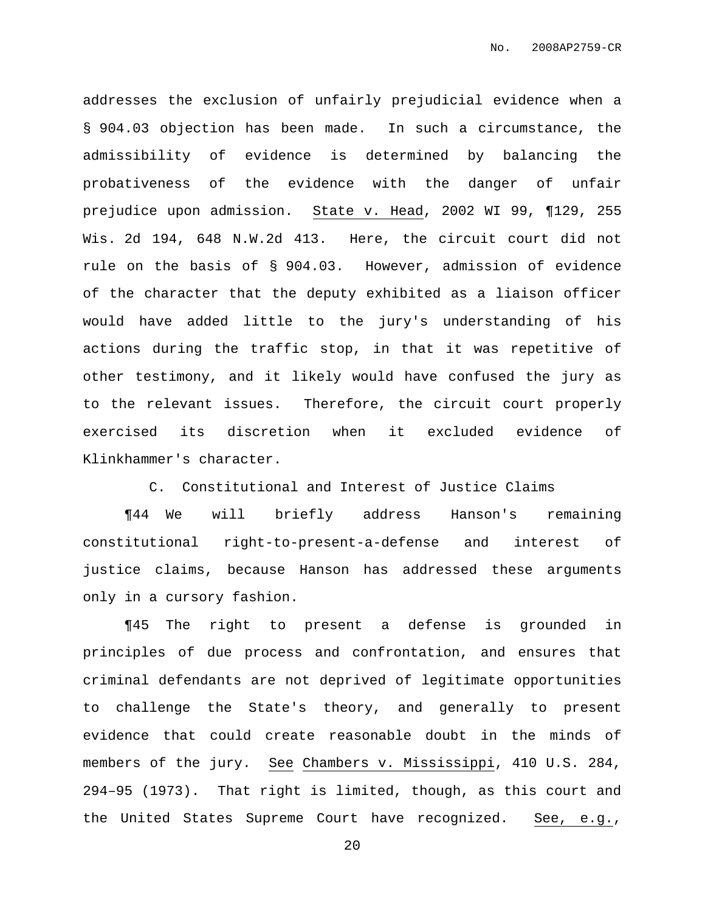addresses the exclusion of unfairly prejudicial evidence when a § 904.03 objection has been made. In such a circumstance, the admissibility of evidence is determined by balancing the probativeness of the evidence with the danger of unfair prejudice upon admission. State v. Head, 2002 WI 99, ¶129, 255 Wis. 2d 194, 648 N.W.2d 413. Here, the circuit court did not rule on the basis of § 904.03. However, admission of evidence of the character that the deputy exhibited as a liaison officer would have added little to the jury's understanding of his actions during the traffic stop, in that it was repetitive of other testimony, and it likely would have confused the jury as to the relevant issues. Therefore, the circuit court properly exercised its discretion when it excluded evidence of Klinkhammer's character.

### C. Constitutional and Interest of Justice Claims

¶44 We will briefly address Hanson's remaining constitutional right-to-present-a-defense and interest of justice claims, because Hanson has addressed these arguments only in a cursory fashion.

¶45 The right to present a defense is grounded in principles of due process and confrontation, and ensures that criminal defendants are not deprived of legitimate opportunities to challenge the State's theory, and generally to present evidence that could create reasonable doubt in the minds of members of the jury. See Chambers v. Mississippi, 410 U.S. 284, 294–95 (1973). That right is limited, though, as this court and the United States Supreme Court have recognized. See, e.g.,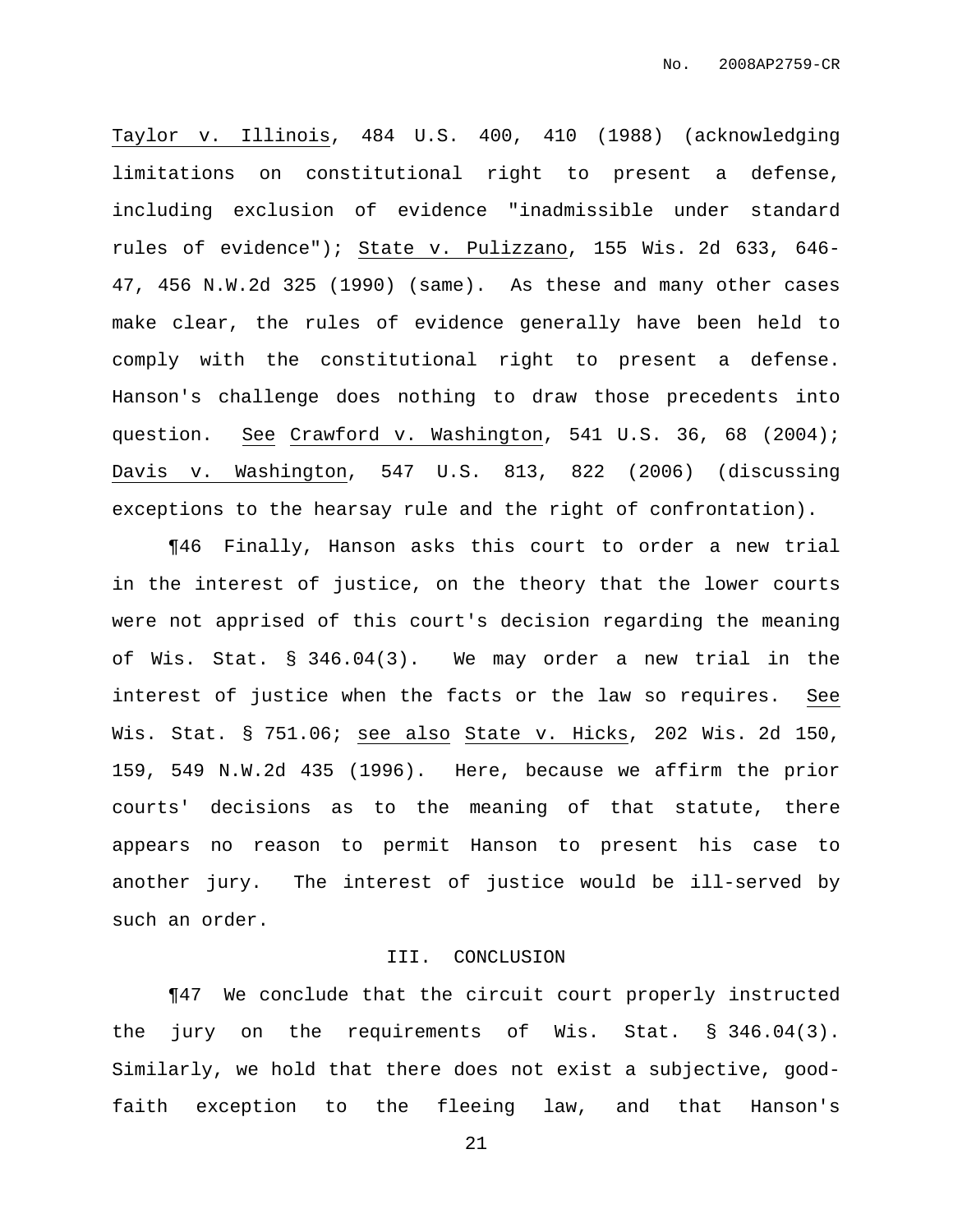Taylor v. Illinois, 484 U.S. 400, 410 (1988) (acknowledging limitations on constitutional right to present a defense, including exclusion of evidence "inadmissible under standard rules of evidence"); State v. Pulizzano, 155 Wis. 2d 633, 646-47, 456 N.W.2d 325 (1990) (same). As these and many other cases make clear, the rules of evidence generally have been held to comply with the constitutional right to present a defense. Hanson's challenge does nothing to draw those precedents into question. See Crawford v. Washington, 541 U.S. 36, 68 (2004); Davis v. Washington, 547 U.S. 813, 822 (2006) (discussing exceptions to the hearsay rule and the right of confrontation).

¶46 Finally, Hanson asks this court to order a new trial in the interest of justice, on the theory that the lower courts were not apprised of this court's decision regarding the meaning of Wis. Stat. § 346.04(3). We may order a new trial in the interest of justice when the facts or the law so requires. See Wis. Stat. § 751.06; see also State v. Hicks, 202 Wis. 2d 150, 159, 549 N.W.2d 435 (1996). Here, because we affirm the prior courts' decisions as to the meaning of that statute, there appears no reason to permit Hanson to present his case to another jury. The interest of justice would be ill-served by such an order.

## III. CONCLUSION

¶47 We conclude that the circuit court properly instructed the jury on the requirements of Wis. Stat. § 346.04(3). Similarly, we hold that there does not exist a subjective, good-faith exception to the fleeing law, and that Hanson's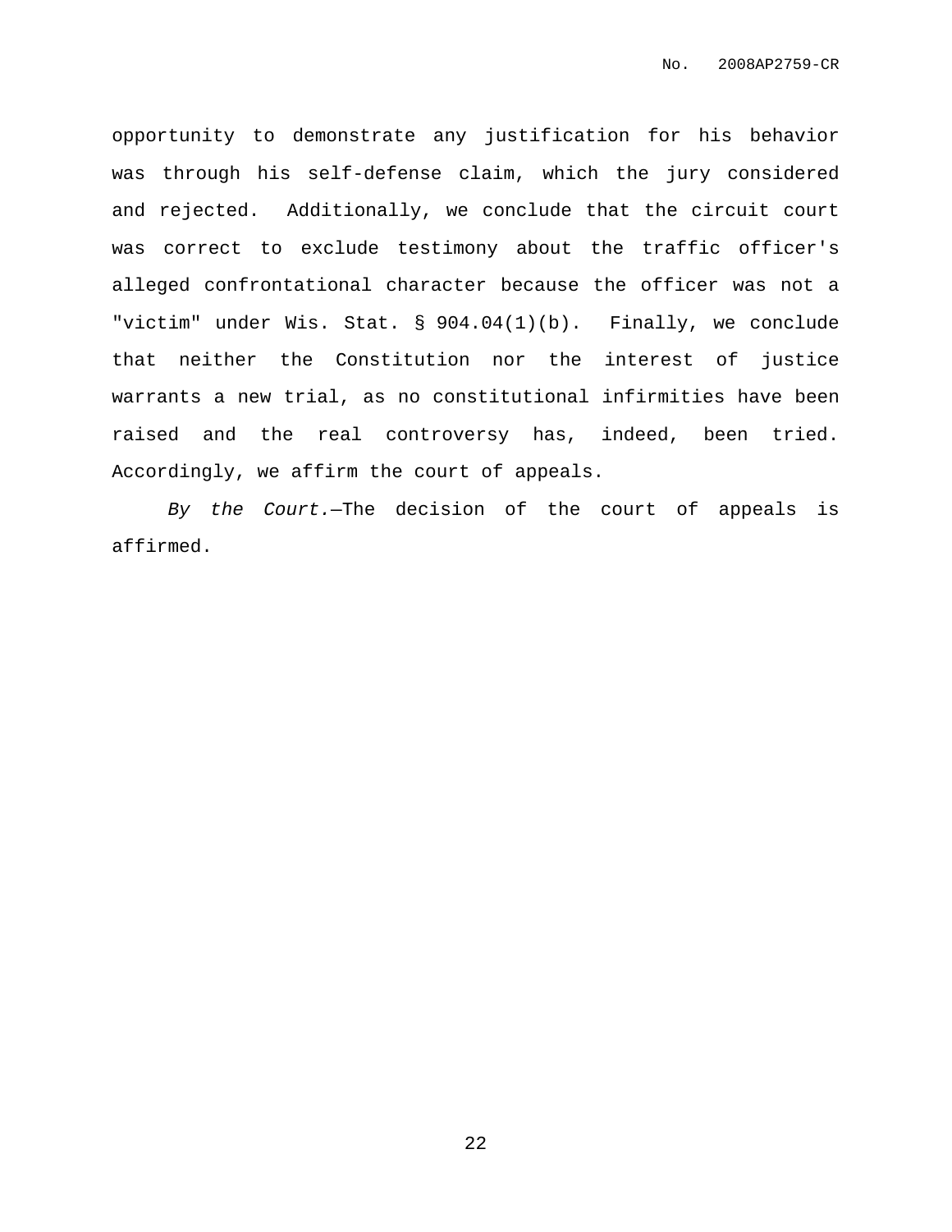opportunity to demonstrate any justification for his behavior was through his self-defense claim, which the jury considered and rejected. Additionally, we conclude that the circuit court was correct to exclude testimony about the traffic officer's alleged confrontational character because the officer was not a "victim" under Wis. Stat. § 904.04(1)(b). Finally, we conclude that neither the Constitution nor the interest of justice warrants a new trial, as no constitutional infirmities have been raised and the real controversy has, indeed, been tried. Accordingly, we affirm the court of appeals.

*By the Court.*—The decision of the court of appeals is affirmed.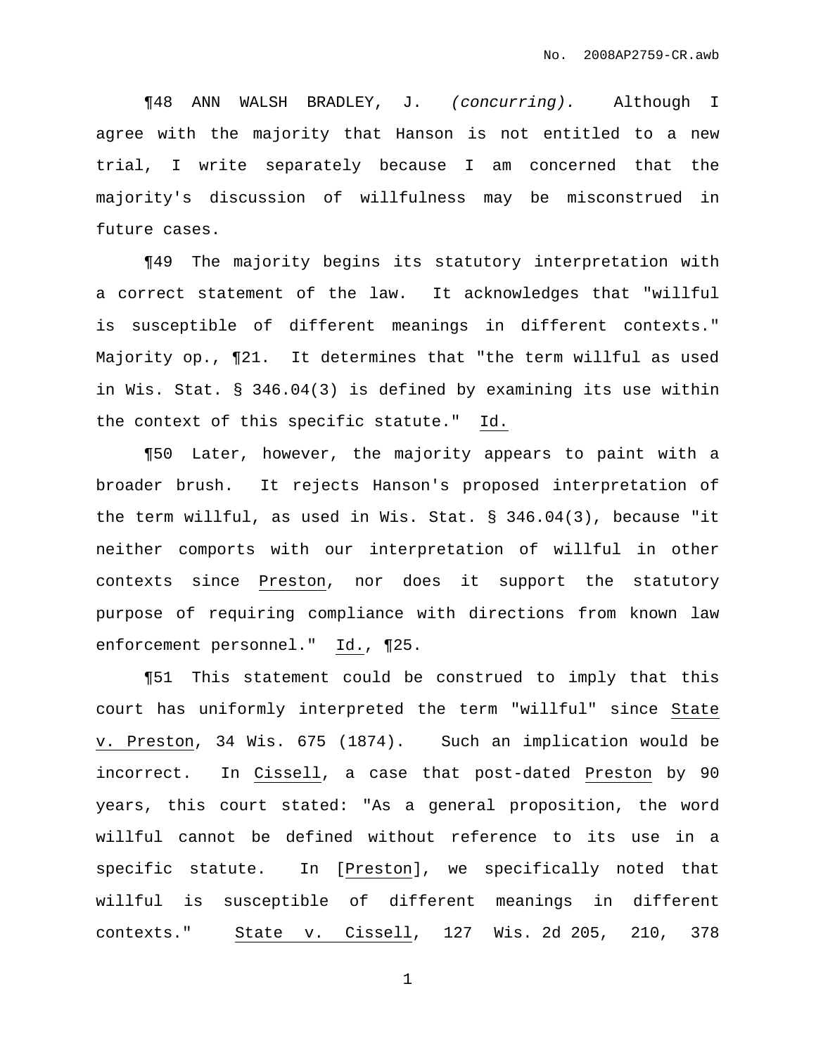¶48 ANN WALSH BRADLEY, J. *(concurring).* Although I agree with the majority that Hanson is not entitled to a new trial, I write separately because I am concerned that the majority's discussion of willfulness may be misconstrued in future cases.

¶49 The majority begins its statutory interpretation with a correct statement of the law. It acknowledges that "willful is susceptible of different meanings in different contexts." Majority op., ¶21. It determines that "the term willful as used in Wis. Stat. § 346.04(3) is defined by examining its use within the context of this specific statute." Id.

¶50 Later, however, the majority appears to paint with a broader brush. It rejects Hanson's proposed interpretation of the term willful, as used in Wis. Stat. § 346.04(3), because "it neither comports with our interpretation of willful in other contexts since Preston, nor does it support the statutory purpose of requiring compliance with directions from known law enforcement personnel." Id., ¶25.

¶51 This statement could be construed to imply that this court has uniformly interpreted the term "willful" since State v. Preston, 34 Wis. 675 (1874). Such an implication would be incorrect. In Cissell, a case that post-dated Preston by 90 years, this court stated: "As a general proposition, the word willful cannot be defined without reference to its use in a specific statute. In [Preston], we specifically noted that willful is susceptible of different meanings in different contexts." State v. Cissell, 127 Wis. 2d 205, 210, 378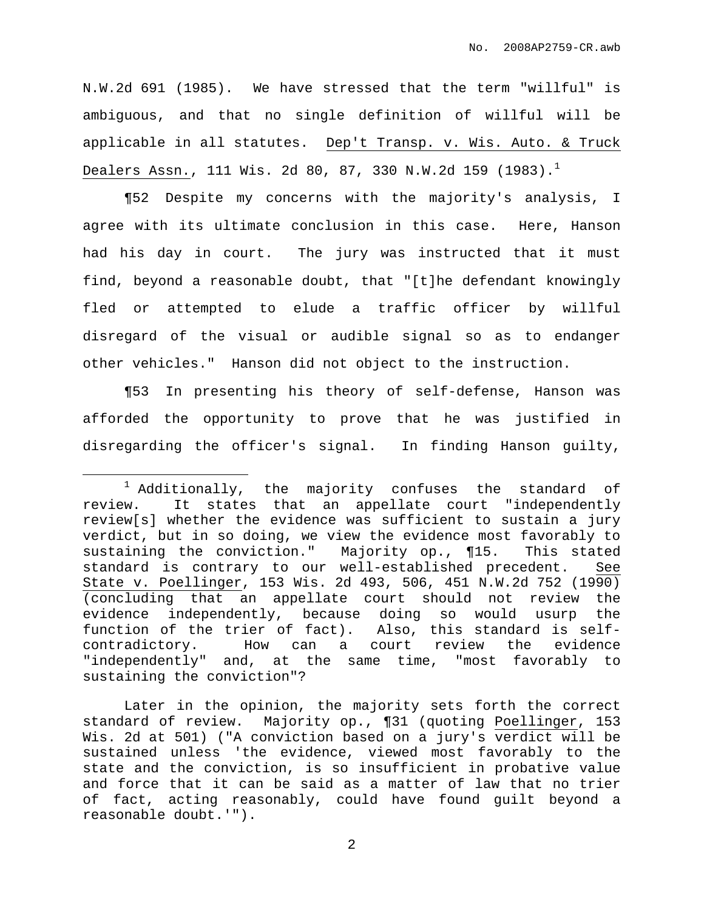N.W.2d 691 (1985). We have stressed that the term "willful" is ambiguous, and that no single definition of willful will be applicable in all statutes. Dep't Transp. v. Wis. Auto. & Truck Dealers Assn., 111 Wis. 2d 80, 87, 330 N.W.2d 159 (1983).[1]

¶52 Despite my concerns with the majority's analysis, I agree with its ultimate conclusion in this case. Here, Hanson had his day in court. The jury was instructed that it must find, beyond a reasonable doubt, that "[t]he defendant knowingly fled or attempted to elude a traffic officer by willful disregard of the visual or audible signal so as to endanger other vehicles." Hanson did not object to the instruction.

¶53 In presenting his theory of self-defense, Hanson was afforded the opportunity to prove that he was justified in disregarding the officer's signal. In finding Hanson guilty,

---

[1] Additionally, the majority confuses the standard of review. It states that an appellate court "independently review[s] whether the evidence was sufficient to sustain a jury verdict, but in so doing, we view the evidence most favorably to sustaining the conviction." Majority op., ¶15. This stated standard is contrary to our well-established precedent. See State v. Poellinger, 153 Wis. 2d 493, 506, 451 N.W.2d 752 (1990) (concluding that an appellate court should not review the evidence independently, because doing so would usurp the function of the trier of fact). Also, this standard is self-contradictory. How can a court review the evidence "independently" and, at the same time, "most favorably to sustaining the conviction"?

Later in the opinion, the majority sets forth the correct standard of review. Majority op., ¶31 (quoting Poellinger, 153 Wis. 2d at 501) ("A conviction based on a jury's verdict will be sustained unless 'the evidence, viewed most favorably to the state and the conviction, is so insufficient in probative value and force that it can be said as a matter of law that no trier of fact, acting reasonably, could have found guilt beyond a reasonable doubt.'").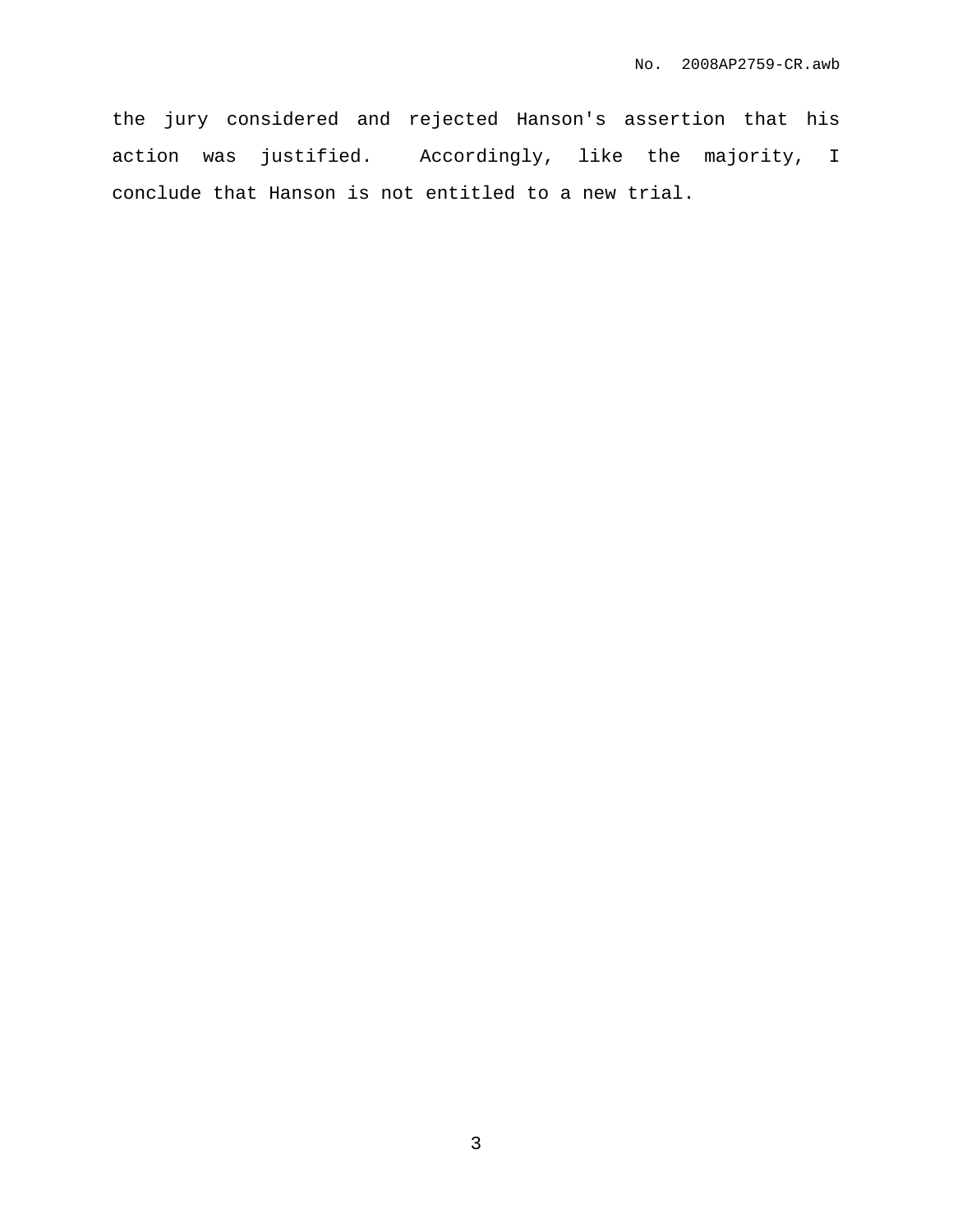the jury considered and rejected Hanson's assertion that his action was justified. Accordingly, like the majority, I conclude that Hanson is not entitled to a new trial.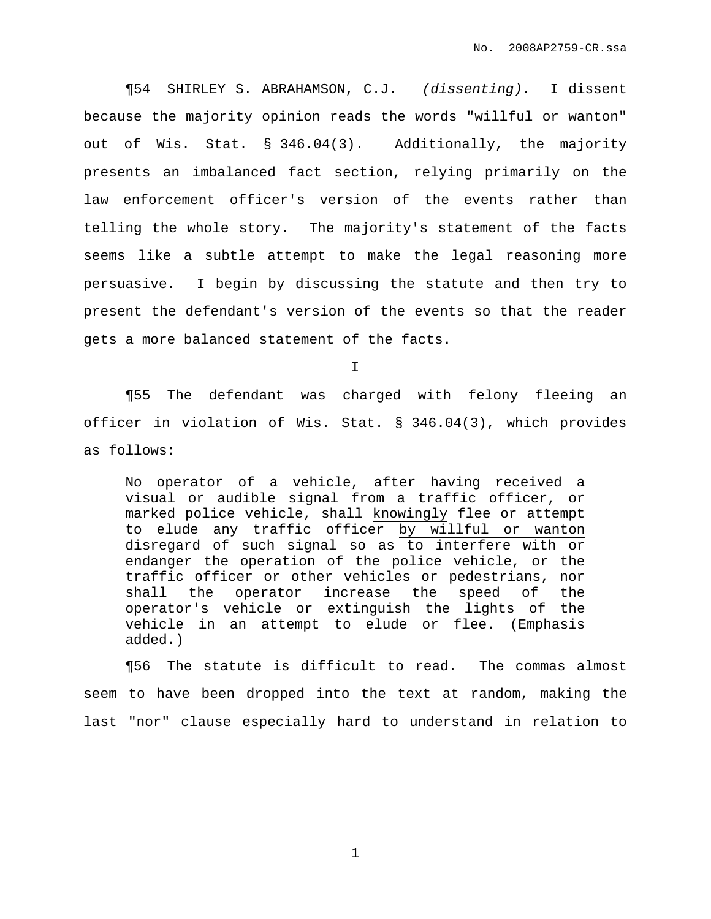¶54 SHIRLEY S. ABRAHAMSON, C.J. *(dissenting).* I dissent because the majority opinion reads the words "willful or wanton" out of Wis. Stat. § 346.04(3). Additionally, the majority presents an imbalanced fact section, relying primarily on the law enforcement officer's version of the events rather than telling the whole story. The majority's statement of the facts seems like a subtle attempt to make the legal reasoning more persuasive. I begin by discussing the statute and then try to present the defendant's version of the events so that the reader gets a more balanced statement of the facts.

I

¶55 The defendant was charged with felony fleeing an officer in violation of Wis. Stat. § 346.04(3), which provides as follows:

> No operator of a vehicle, after having received a visual or audible signal from a traffic officer, or marked police vehicle, shall <u>knowingly</u> flee or attempt to elude any traffic officer <u>by willful or wanton</u> disregard of such signal so as <u>to interfere with or</u> endanger the operation of the police vehicle, or the traffic officer or other vehicles or pedestrians, nor shall the operator increase the speed of the operator's vehicle or extinguish the lights of the vehicle in an attempt to elude or flee. (Emphasis added.)

¶56 The statute is difficult to read. The commas almost seem to have been dropped into the text at random, making the last "nor" clause especially hard to understand in relation to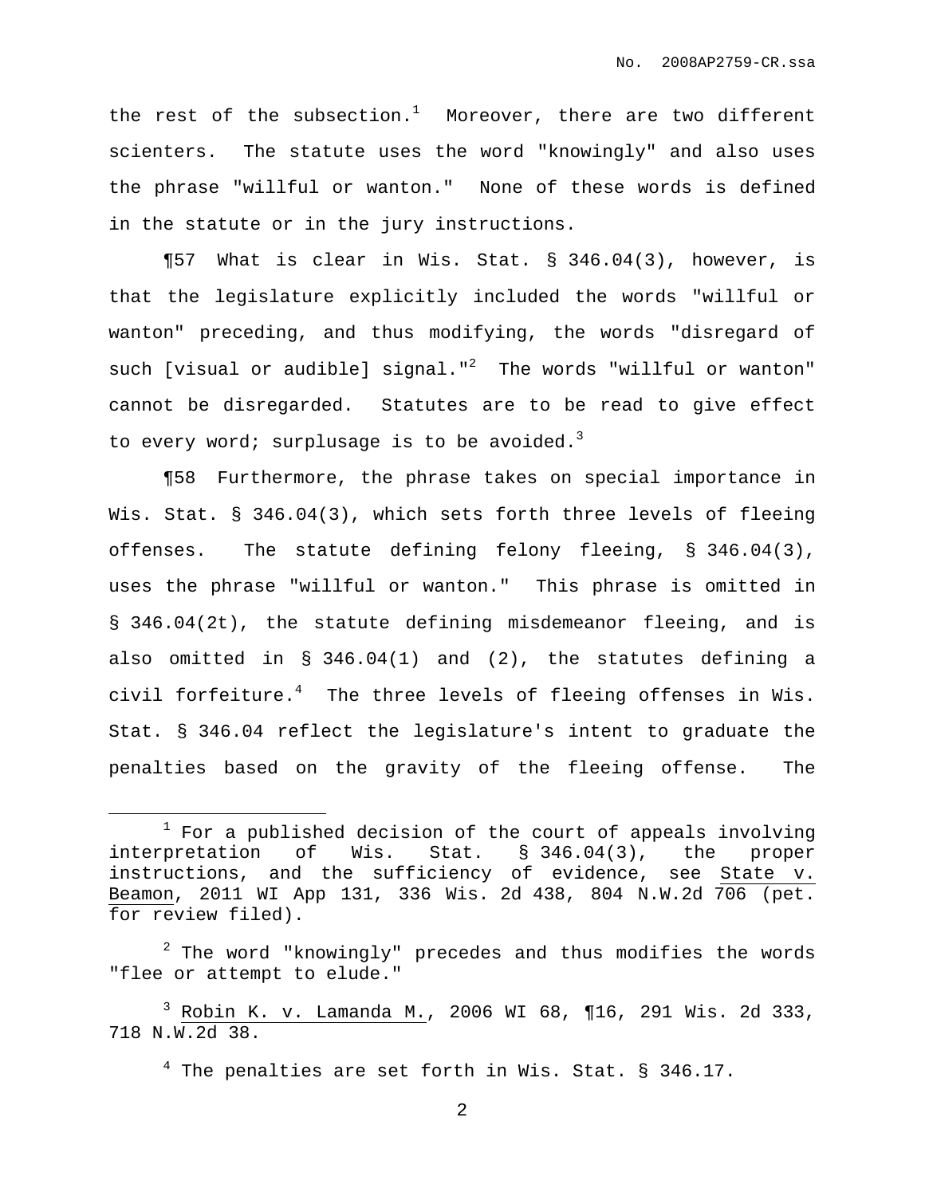the rest of the subsection.[1] Moreover, there are two different scienters. The statute uses the word "knowingly" and also uses the phrase "willful or wanton." None of these words is defined in the statute or in the jury instructions.

¶57 What is clear in Wis. Stat. § 346.04(3), however, is that the legislature explicitly included the words "willful or wanton" preceding, and thus modifying, the words "disregard of such [visual or audible] signal."[2] The words "willful or wanton" cannot be disregarded. Statutes are to be read to give effect to every word; surplusage is to be avoided.[3]

¶58 Furthermore, the phrase takes on special importance in Wis. Stat. § 346.04(3), which sets forth three levels of fleeing offenses. The statute defining felony fleeing, § 346.04(3), uses the phrase "willful or wanton." This phrase is omitted in § 346.04(2t), the statute defining misdemeanor fleeing, and is also omitted in § 346.04(1) and (2), the statutes defining a civil forfeiture.[4] The three levels of fleeing offenses in Wis. Stat. § 346.04 reflect the legislature's intent to graduate the penalties based on the gravity of the fleeing offense. The

---

[1] For a published decision of the court of appeals involving interpretation of Wis. Stat. § 346.04(3), the proper instructions, and the sufficiency of evidence, see State v. Beamon, 2011 WI App 131, 336 Wis. 2d 438, 804 N.W.2d 706 (pet. for review filed).

[2] The word "knowingly" precedes and thus modifies the words "flee or attempt to elude."

[3] Robin K. v. Lamanda M., 2006 WI 68, ¶16, 291 Wis. 2d 333, 718 N.W.2d 38.

[4] The penalties are set forth in Wis. Stat. § 346.17.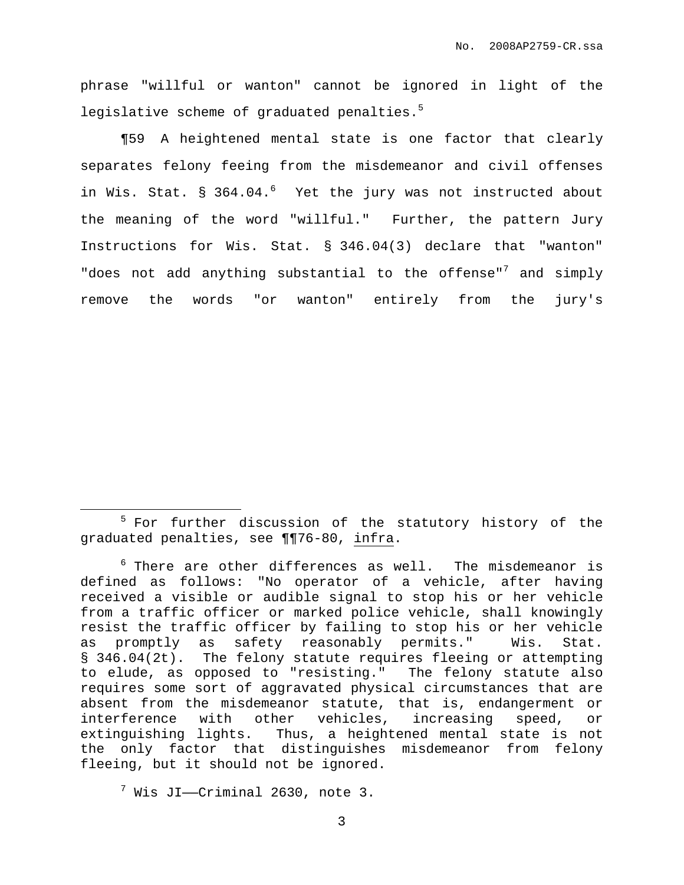phrase "willful or wanton" cannot be ignored in light of the legislative scheme of graduated penalties.[5]

¶59 A heightened mental state is one factor that clearly separates felony feeing from the misdemeanor and civil offenses in Wis. Stat. § 364.04.[6] Yet the jury was not instructed about the meaning of the word "willful." Further, the pattern Jury Instructions for Wis. Stat. § 346.04(3) declare that "wanton" "does not add anything substantial to the offense"[7] and simply remove the words "or wanton" entirely from the jury's

---

[5] For further discussion of the statutory history of the graduated penalties, see ¶¶76-80, infra.

[6] There are other differences as well. The misdemeanor is defined as follows: "No operator of a vehicle, after having received a visible or audible signal to stop his or her vehicle from a traffic officer or marked police vehicle, shall knowingly resist the traffic officer by failing to stop his or her vehicle as promptly as safety reasonably permits." Wis. Stat. § 346.04(2t). The felony statute requires fleeing or attempting to elude, as opposed to "resisting." The felony statute also requires some sort of aggravated physical circumstances that are absent from the misdemeanor statute, that is, endangerment or interference with other vehicles, increasing speed, or extinguishing lights. Thus, a heightened mental state is not the only factor that distinguishes misdemeanor from felony fleeing, but it should not be ignored.

[7] Wis JI——Criminal 2630, note 3.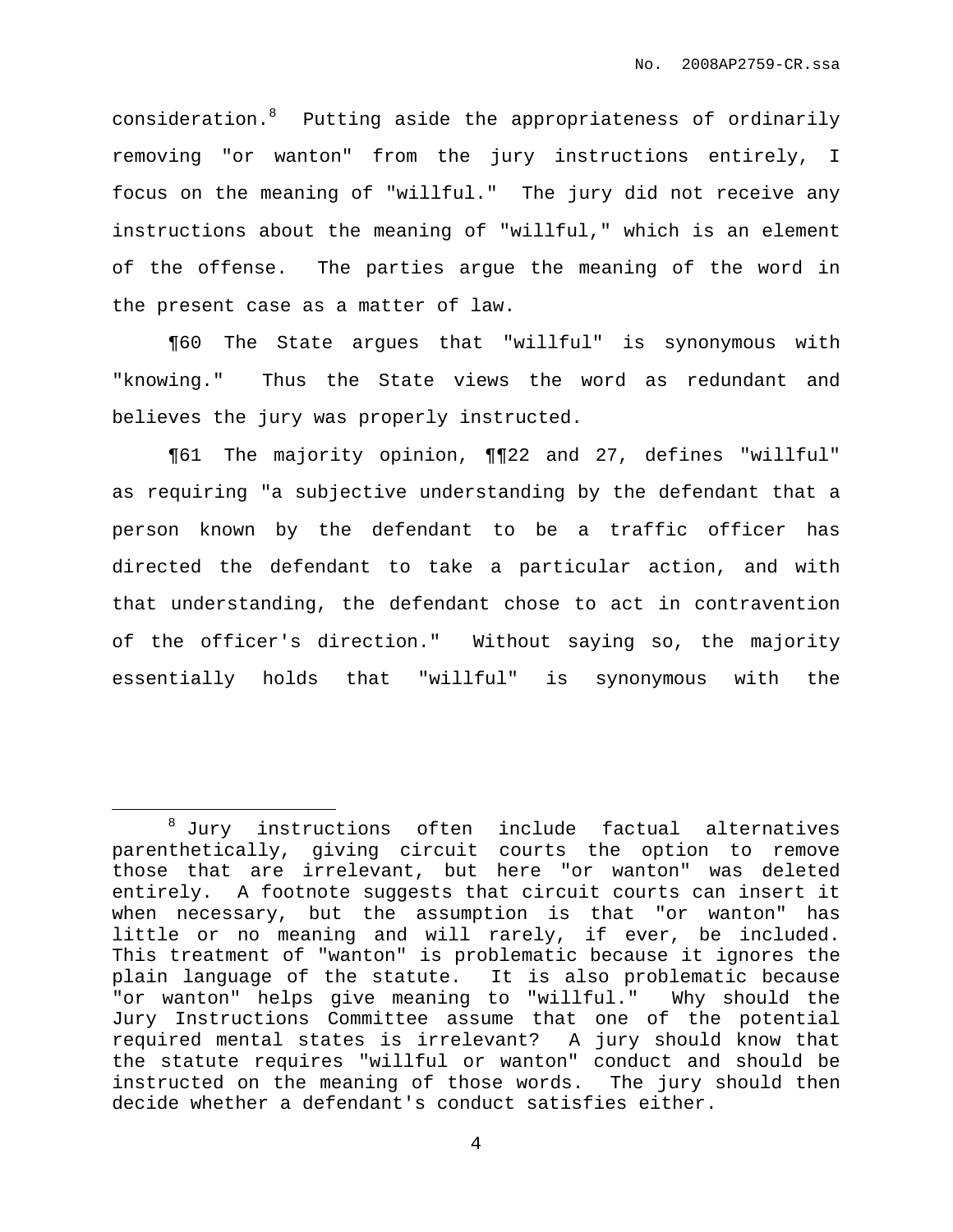consideration.[8] Putting aside the appropriateness of ordinarily removing "or wanton" from the jury instructions entirely, I focus on the meaning of "willful." The jury did not receive any instructions about the meaning of "willful," which is an element of the offense. The parties argue the meaning of the word in the present case as a matter of law.

¶60 The State argues that "willful" is synonymous with "knowing." Thus the State views the word as redundant and believes the jury was properly instructed.

¶61 The majority opinion, ¶¶22 and 27, defines "willful" as requiring "a subjective understanding by the defendant that a person known by the defendant to be a traffic officer has directed the defendant to take a particular action, and with that understanding, the defendant chose to act in contravention of the officer's direction." Without saying so, the majority essentially holds that "willful" is synonymous with the

---

[8] Jury instructions often include factual alternatives parenthetically, giving circuit courts the option to remove those that are irrelevant, but here "or wanton" was deleted entirely. A footnote suggests that circuit courts can insert it when necessary, but the assumption is that "or wanton" has little or no meaning and will rarely, if ever, be included. This treatment of "wanton" is problematic because it ignores the plain language of the statute. It is also problematic because "or wanton" helps give meaning to "willful." Why should the Jury Instructions Committee assume that one of the potential required mental states is irrelevant? A jury should know that the statute requires "willful or wanton" conduct and should be instructed on the meaning of those words. The jury should then decide whether a defendant's conduct satisfies either.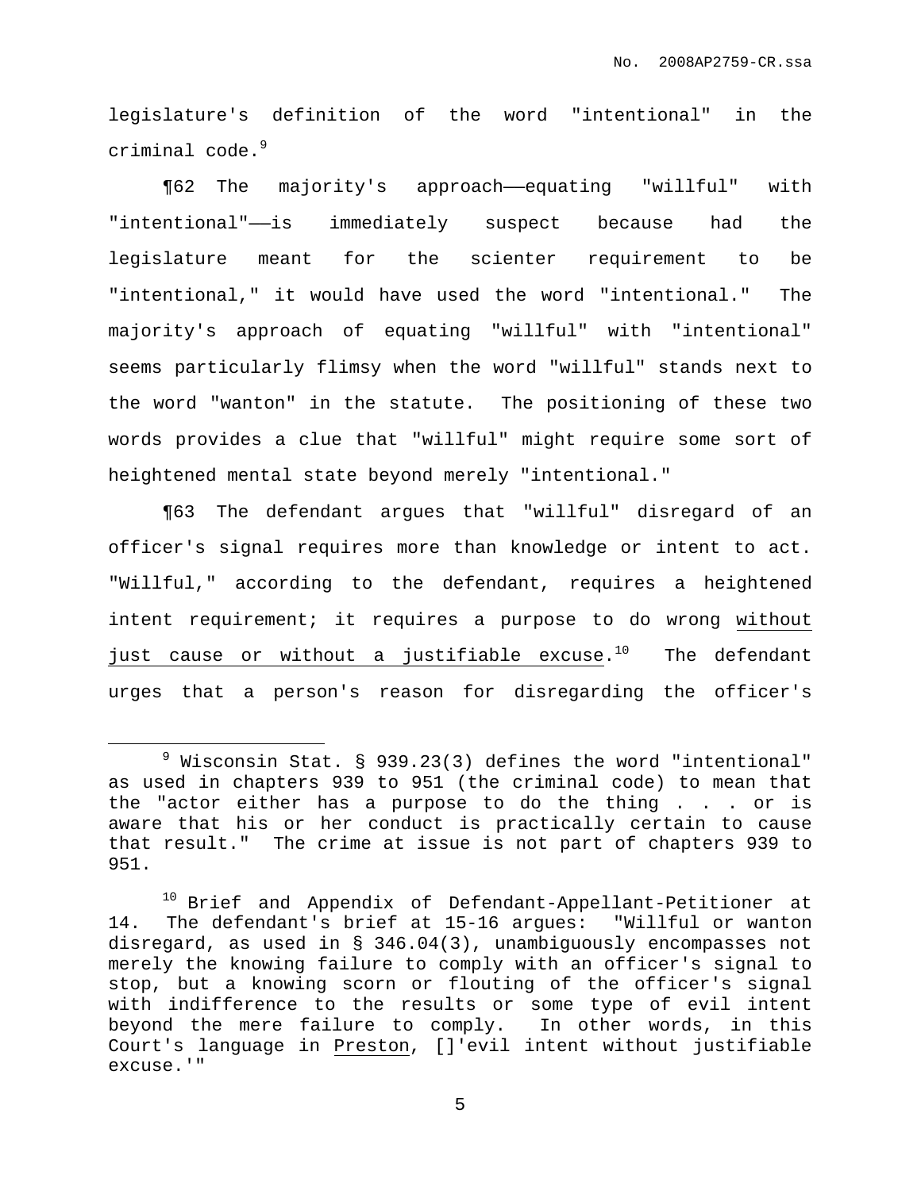legislature's definition of the word "intentional" in the criminal code.[9]

¶62 The majority's approach——equating "willful" with "intentional"——is immediately suspect because had the legislature meant for the scienter requirement to be "intentional," it would have used the word "intentional." The majority's approach of equating "willful" with "intentional" seems particularly flimsy when the word "willful" stands next to the word "wanton" in the statute. The positioning of these two words provides a clue that "willful" might require some sort of heightened mental state beyond merely "intentional."

¶63 The defendant argues that "willful" disregard of an officer's signal requires more than knowledge or intent to act. "Willful," according to the defendant, requires a heightened intent requirement; it requires a purpose to do wrong <u>without just cause or without a justifiable excuse</u>.[10] The defendant urges that a person's reason for disregarding the officer's

---

[9] Wisconsin Stat. § 939.23(3) defines the word "intentional" as used in chapters 939 to 951 (the criminal code) to mean that the "actor either has a purpose to do the thing . . . or is aware that his or her conduct is practically certain to cause that result." The crime at issue is not part of chapters 939 to 951.

[10] Brief and Appendix of Defendant-Appellant-Petitioner at 14. The defendant's brief at 15-16 argues: "Willful or wanton disregard, as used in § 346.04(3), unambiguously encompasses not merely the knowing failure to comply with an officer's signal to stop, but a knowing scorn or flouting of the officer's signal with indifference to the results or some type of evil intent beyond the mere failure to comply. In other words, in this Court's language in <u>Preston</u>, []'evil intent without justifiable excuse.'"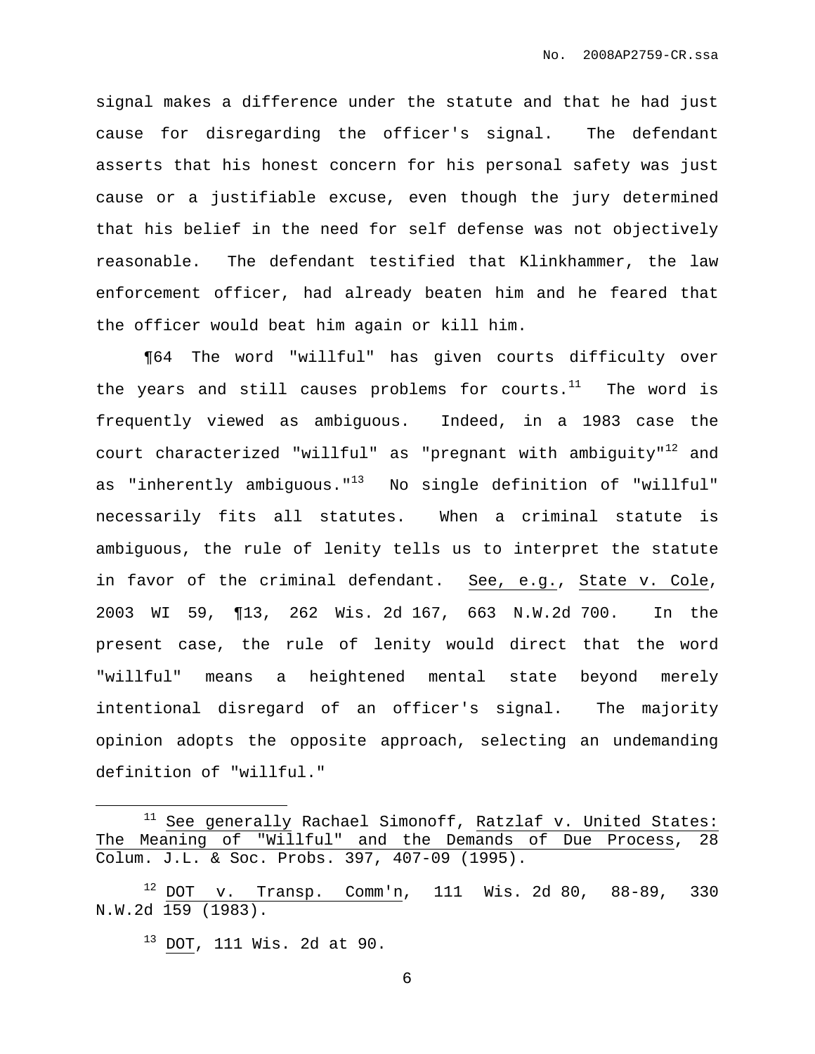signal makes a difference under the statute and that he had just cause for disregarding the officer's signal. The defendant asserts that his honest concern for his personal safety was just cause or a justifiable excuse, even though the jury determined that his belief in the need for self defense was not objectively reasonable. The defendant testified that Klinkhammer, the law enforcement officer, had already beaten him and he feared that the officer would beat him again or kill him.

¶64 The word "willful" has given courts difficulty over the years and still causes problems for courts.[11] The word is frequently viewed as ambiguous. Indeed, in a 1983 case the court characterized "willful" as "pregnant with ambiguity"[12] and as "inherently ambiguous."[13] No single definition of "willful" necessarily fits all statutes. When a criminal statute is ambiguous, the rule of lenity tells us to interpret the statute in favor of the criminal defendant. See, e.g., State v. Cole, 2003 WI 59, ¶13, 262 Wis. 2d 167, 663 N.W.2d 700. In the present case, the rule of lenity would direct that the word "willful" means a heightened mental state beyond merely intentional disregard of an officer's signal. The majority opinion adopts the opposite approach, selecting an undemanding definition of "willful."

---

[11] See generally Rachael Simonoff, Ratzlaf v. United States: The Meaning of "Willful" and the Demands of Due Process, 28 Colum. J.L. & Soc. Probs. 397, 407-09 (1995).

[12] DOT v. Transp. Comm'n, 111 Wis. 2d 80, 88-89, 330 N.W.2d 159 (1983).

[13] DOT, 111 Wis. 2d at 90.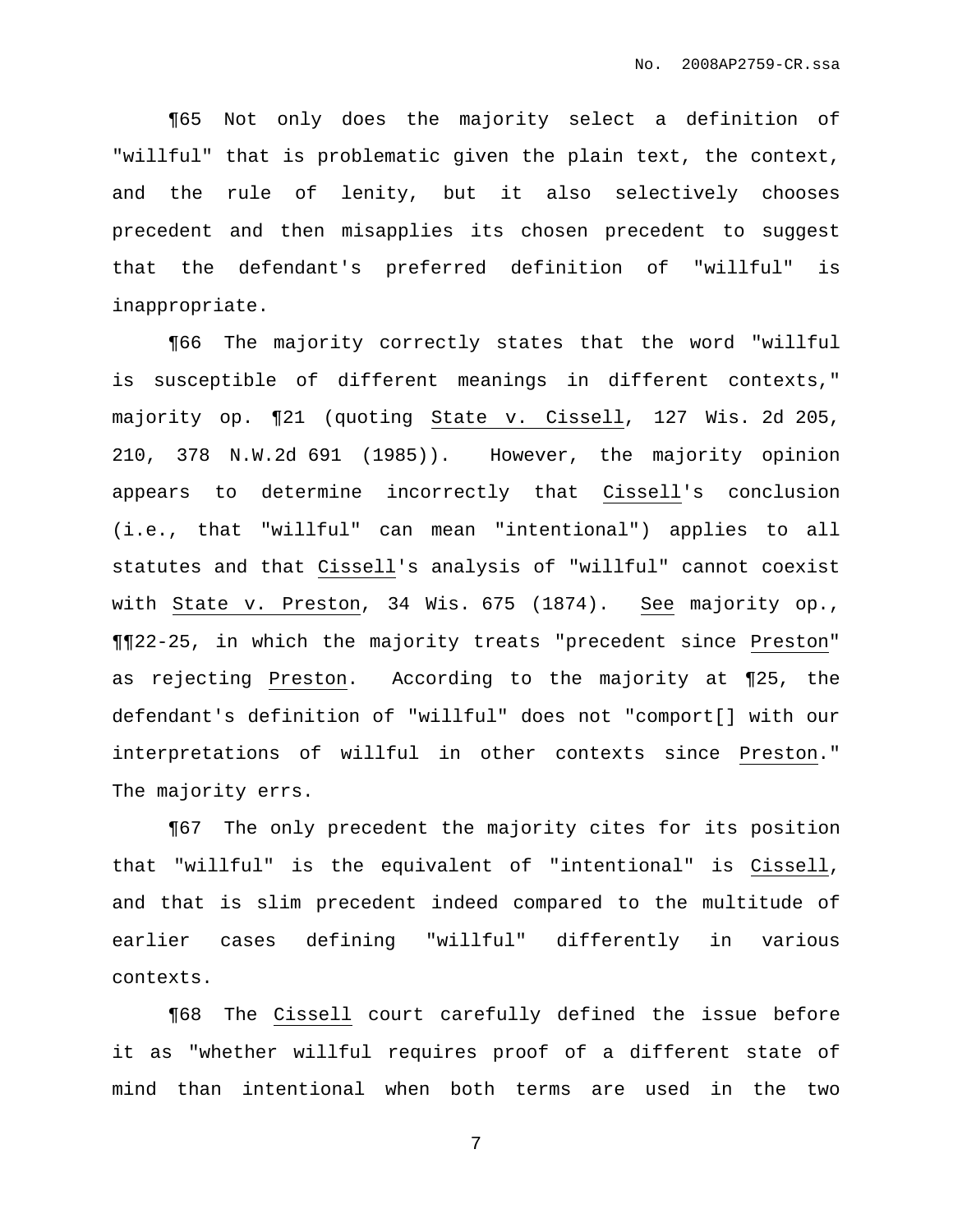¶65 Not only does the majority select a definition of "willful" that is problematic given the plain text, the context, and the rule of lenity, but it also selectively chooses precedent and then misapplies its chosen precedent to suggest that the defendant's preferred definition of "willful" is inappropriate.

¶66 The majority correctly states that the word "willful is susceptible of different meanings in different contexts," majority op. ¶21 (quoting State v. Cissell, 127 Wis. 2d 205, 210, 378 N.W.2d 691 (1985)). However, the majority opinion appears to determine incorrectly that Cissell's conclusion (i.e., that "willful" can mean "intentional") applies to all statutes and that Cissell's analysis of "willful" cannot coexist with State v. Preston, 34 Wis. 675 (1874). See majority op., ¶¶22-25, in which the majority treats "precedent since Preston" as rejecting Preston. According to the majority at ¶25, the defendant's definition of "willful" does not "comport[] with our interpretations of willful in other contexts since Preston." The majority errs.

¶67 The only precedent the majority cites for its position that "willful" is the equivalent of "intentional" is Cissell, and that is slim precedent indeed compared to the multitude of earlier cases defining "willful" differently in various contexts.

¶68 The Cissell court carefully defined the issue before it as "whether willful requires proof of a different state of mind than intentional when both terms are used in the two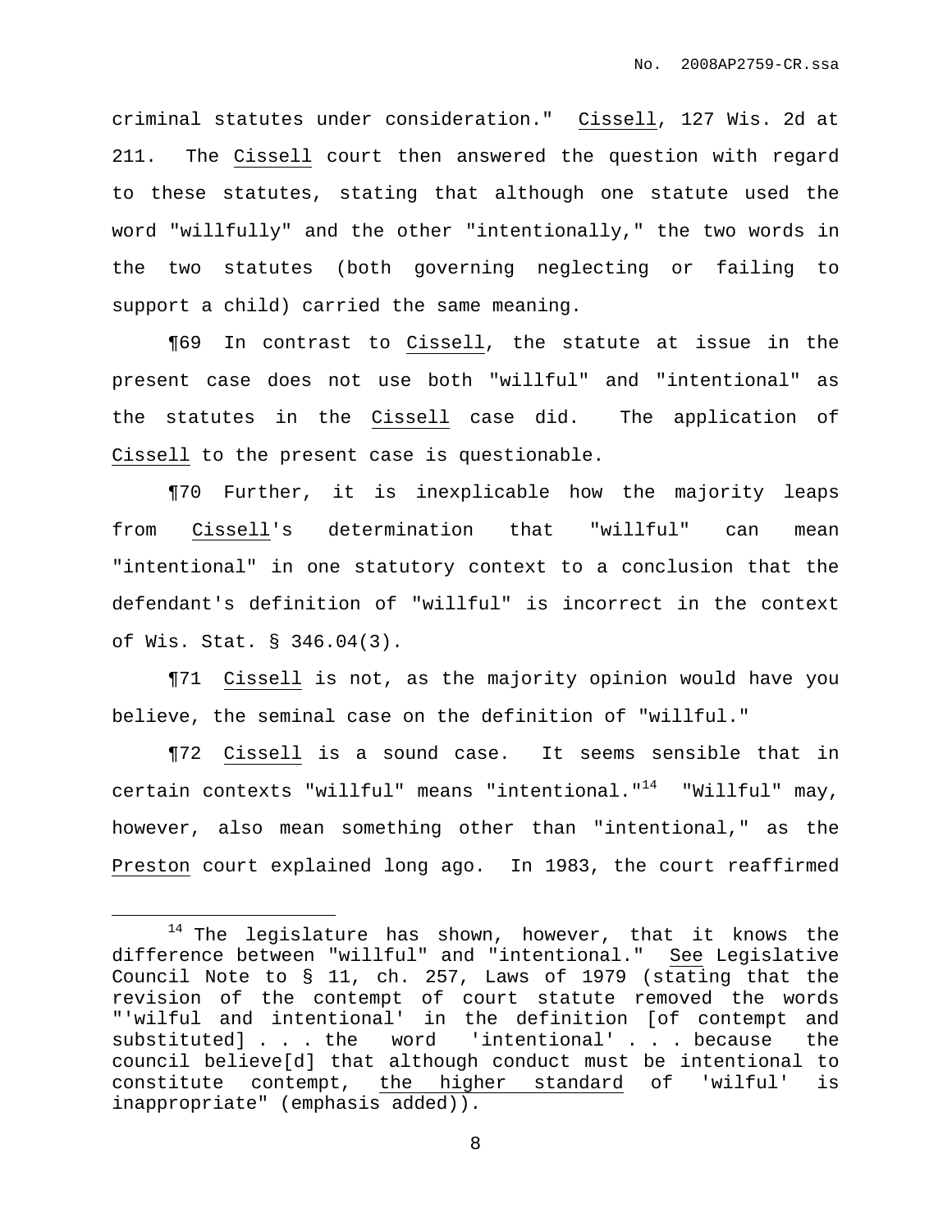criminal statutes under consideration." Cissell, 127 Wis. 2d at 211. The Cissell court then answered the question with regard to these statutes, stating that although one statute used the word "willfully" and the other "intentionally," the two words in the two statutes (both governing neglecting or failing to support a child) carried the same meaning.

¶69 In contrast to Cissell, the statute at issue in the present case does not use both "willful" and "intentional" as the statutes in the Cissell case did. The application of Cissell to the present case is questionable.

¶70 Further, it is inexplicable how the majority leaps from Cissell's determination that "willful" can mean "intentional" in one statutory context to a conclusion that the defendant's definition of "willful" is incorrect in the context of Wis. Stat. § 346.04(3).

¶71 Cissell is not, as the majority opinion would have you believe, the seminal case on the definition of "willful."

¶72 Cissell is a sound case. It seems sensible that in certain contexts "willful" means "intentional."[14] "Willful" may, however, also mean something other than "intentional," as the Preston court explained long ago. In 1983, the court reaffirmed

---

[14] The legislature has shown, however, that it knows the difference between "willful" and "intentional." See Legislative Council Note to § 11, ch. 257, Laws of 1979 (stating that the revision of the contempt of court statute removed the words "'wilful and intentional' in the definition [of contempt and substituted] . . . the word 'intentional' . . . because the council believe[d] that although conduct must be intentional to constitute contempt, the higher standard of 'wilful' is inappropriate" (emphasis added)).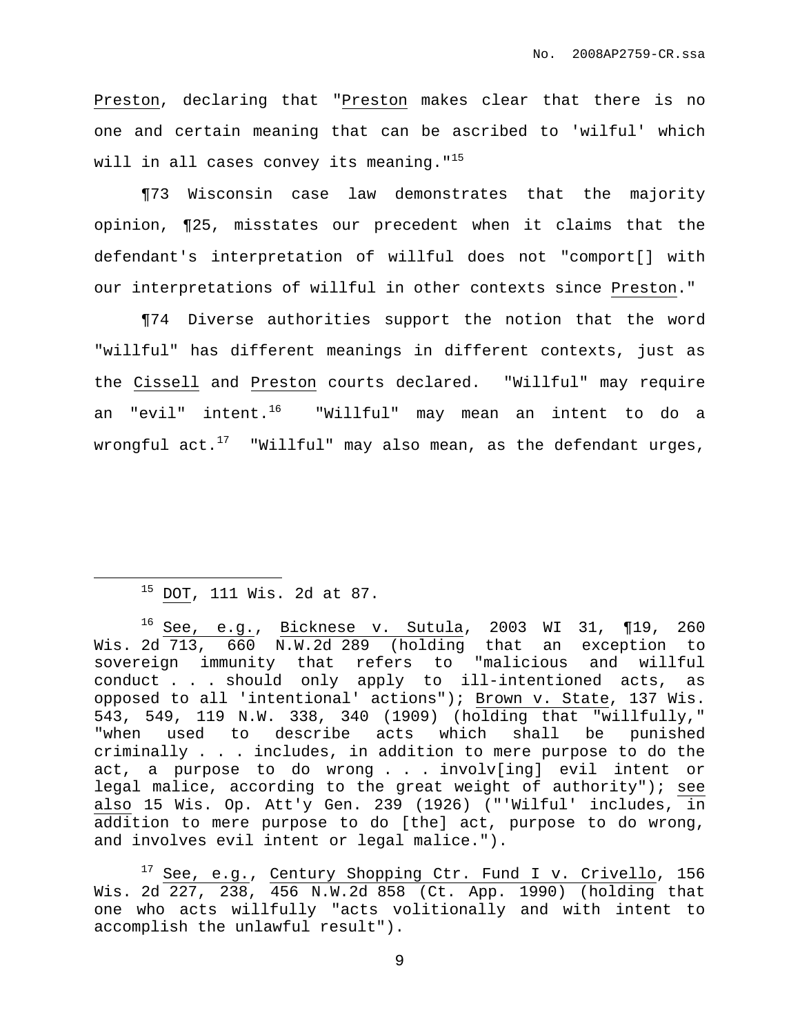Preston, declaring that "Preston makes clear that there is no one and certain meaning that can be ascribed to 'wilful' which will in all cases convey its meaning."[15]

¶73 Wisconsin case law demonstrates that the majority opinion, ¶25, misstates our precedent when it claims that the defendant's interpretation of willful does not "comport[] with our interpretations of willful in other contexts since Preston."

¶74 Diverse authorities support the notion that the word "willful" has different meanings in different contexts, just as the Cissell and Preston courts declared. "Willful" may require an "evil" intent.[16] "Willful" may mean an intent to do a wrongful act.[17] "Willful" may also mean, as the defendant urges,

---

[15] DOT, 111 Wis. 2d at 87.

[16] See, e.g., Bicknese v. Sutula, 2003 WI 31, ¶19, 260 Wis. 2d 713, 660 N.W.2d 289 (holding that an exception to sovereign immunity that refers to "malicious and willful conduct . . . should only apply to ill-intentioned acts, as opposed to all 'intentional' actions"); Brown v. State, 137 Wis. 543, 549, 119 N.W. 338, 340 (1909) (holding that "willfully," "when used to describe acts which shall be punished criminally . . . includes, in addition to mere purpose to do the act, a purpose to do wrong . . . involv[ing] evil intent or legal malice, according to the great weight of authority"); see also 15 Wis. Op. Att'y Gen. 239 (1926) ("'Wilful' includes, in addition to mere purpose to do [the] act, purpose to do wrong, and involves evil intent or legal malice.").

[17] See, e.g., Century Shopping Ctr. Fund I v. Crivello, 156 Wis. 2d 227, 238, 456 N.W.2d 858 (Ct. App. 1990) (holding that one who acts willfully "acts volitionally and with intent to accomplish the unlawful result").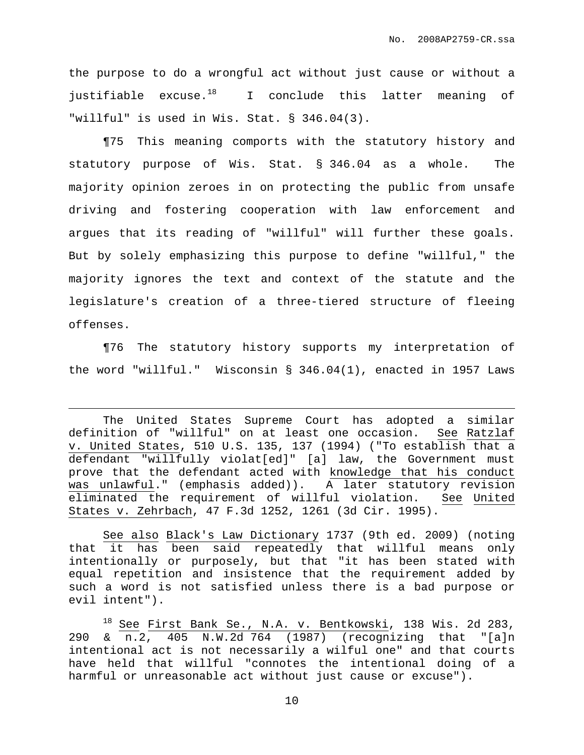the purpose to do a wrongful act without just cause or without a justifiable excuse.[18] I conclude this latter meaning of "willful" is used in Wis. Stat. § 346.04(3).

¶75 This meaning comports with the statutory history and statutory purpose of Wis. Stat. § 346.04 as a whole. The majority opinion zeroes in on protecting the public from unsafe driving and fostering cooperation with law enforcement and argues that its reading of "willful" will further these goals. But by solely emphasizing this purpose to define "willful," the majority ignores the text and context of the statute and the legislature's creation of a three-tiered structure of fleeing offenses.

¶76 The statutory history supports my interpretation of the word "willful." Wisconsin § 346.04(1), enacted in 1957 Laws

---

The United States Supreme Court has adopted a similar definition of "willful" on at least one occasion. <u>See</u> <u>Ratzlaf v. United States</u>, 510 U.S. 135, 137 (1994) ("To establish that a defendant "willfully violat[ed]" [a] law, the Government must prove that the defendant acted with <u>knowledge that his conduct was unlawful</u>." (emphasis added)). A later statutory revision eliminated the requirement of willful violation. <u>See</u> <u>United States v. Zehrbach</u>, 47 F.3d 1252, 1261 (3d Cir. 1995).

<u>See also</u> <u>Black's Law Dictionary</u> 1737 (9th ed. 2009) (noting that it has been said repeatedly that willful means only intentionally or purposely, but that "it has been stated with equal repetition and insistence that the requirement added by such a word is not satisfied unless there is a bad purpose or evil intent").

[18] <u>See</u> <u>First Bank Se., N.A. v. Bentkowski</u>, 138 Wis. 2d 283, 290 & n.2, 405 N.W.2d 764 (1987) (recognizing that "[a]n intentional act is not necessarily a wilful one" and that courts have held that willful "connotes the intentional doing of a harmful or unreasonable act without just cause or excuse").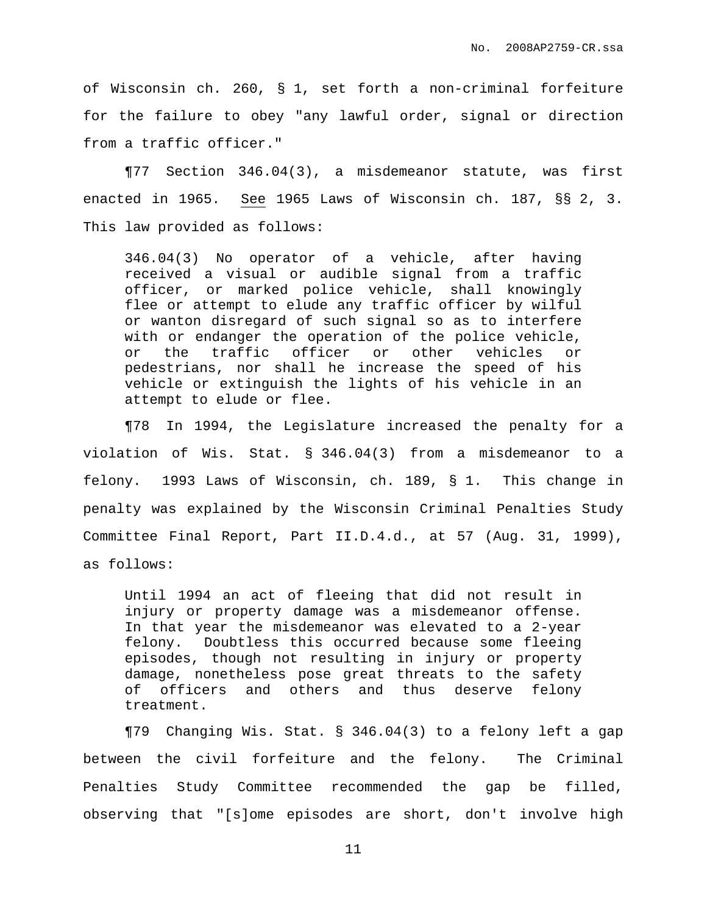of Wisconsin ch. 260, § 1, set forth a non-criminal forfeiture for the failure to obey "any lawful order, signal or direction from a traffic officer."

¶77 Section 346.04(3), a misdemeanor statute, was first enacted in 1965. See 1965 Laws of Wisconsin ch. 187, §§ 2, 3. This law provided as follows:

> 346.04(3) No operator of a vehicle, after having received a visual or audible signal from a traffic officer, or marked police vehicle, shall knowingly flee or attempt to elude any traffic officer by wilful or wanton disregard of such signal so as to interfere with or endanger the operation of the police vehicle, or the traffic officer or other vehicles or pedestrians, nor shall he increase the speed of his vehicle or extinguish the lights of his vehicle in an attempt to elude or flee.

¶78 In 1994, the Legislature increased the penalty for a violation of Wis. Stat. § 346.04(3) from a misdemeanor to a felony. 1993 Laws of Wisconsin, ch. 189, § 1. This change in penalty was explained by the Wisconsin Criminal Penalties Study Committee Final Report, Part II.D.4.d., at 57 (Aug. 31, 1999), as follows:

> Until 1994 an act of fleeing that did not result in injury or property damage was a misdemeanor offense. In that year the misdemeanor was elevated to a 2-year felony. Doubtless this occurred because some fleeing episodes, though not resulting in injury or property damage, nonetheless pose great threats to the safety of officers and others and thus deserve felony treatment.

¶79 Changing Wis. Stat. § 346.04(3) to a felony left a gap between the civil forfeiture and the felony. The Criminal Penalties Study Committee recommended the gap be filled, observing that "[s]ome episodes are short, don't involve high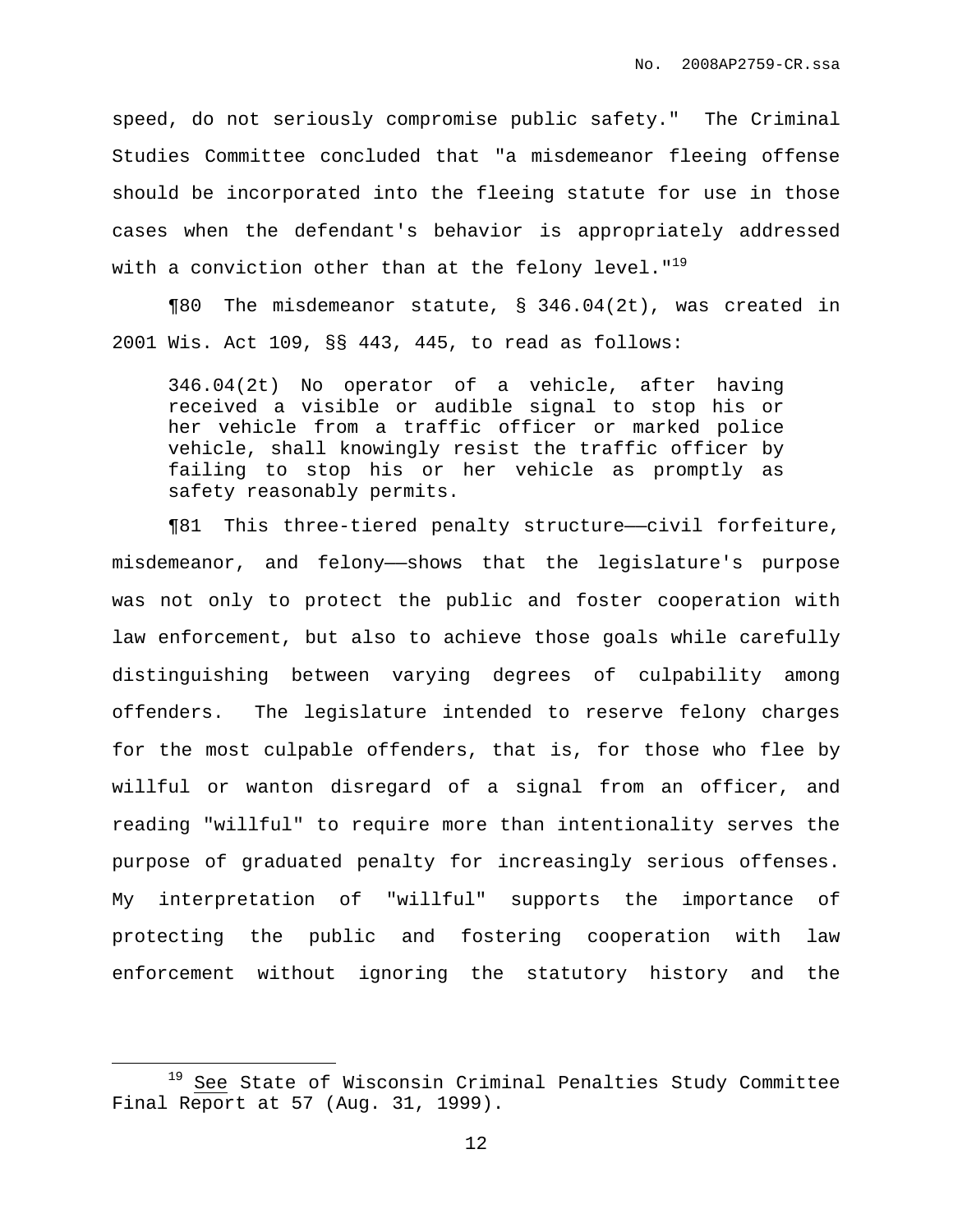speed, do not seriously compromise public safety." The Criminal Studies Committee concluded that "a misdemeanor fleeing offense should be incorporated into the fleeing statute for use in those cases when the defendant's behavior is appropriately addressed with a conviction other than at the felony level."[19]

¶80 The misdemeanor statute, § 346.04(2t), was created in 2001 Wis. Act 109, §§ 443, 445, to read as follows:

> 346.04(2t) No operator of a vehicle, after having received a visible or audible signal to stop his or her vehicle from a traffic officer or marked police vehicle, shall knowingly resist the traffic officer by failing to stop his or her vehicle as promptly as safety reasonably permits.

¶81 This three-tiered penalty structure——civil forfeiture, misdemeanor, and felony——shows that the legislature's purpose was not only to protect the public and foster cooperation with law enforcement, but also to achieve those goals while carefully distinguishing between varying degrees of culpability among offenders. The legislature intended to reserve felony charges for the most culpable offenders, that is, for those who flee by willful or wanton disregard of a signal from an officer, and reading "willful" to require more than intentionality serves the purpose of graduated penalty for increasingly serious offenses. My interpretation of "willful" supports the importance of protecting the public and fostering cooperation with law enforcement without ignoring the statutory history and the

---

[19] See State of Wisconsin Criminal Penalties Study Committee Final Report at 57 (Aug. 31, 1999).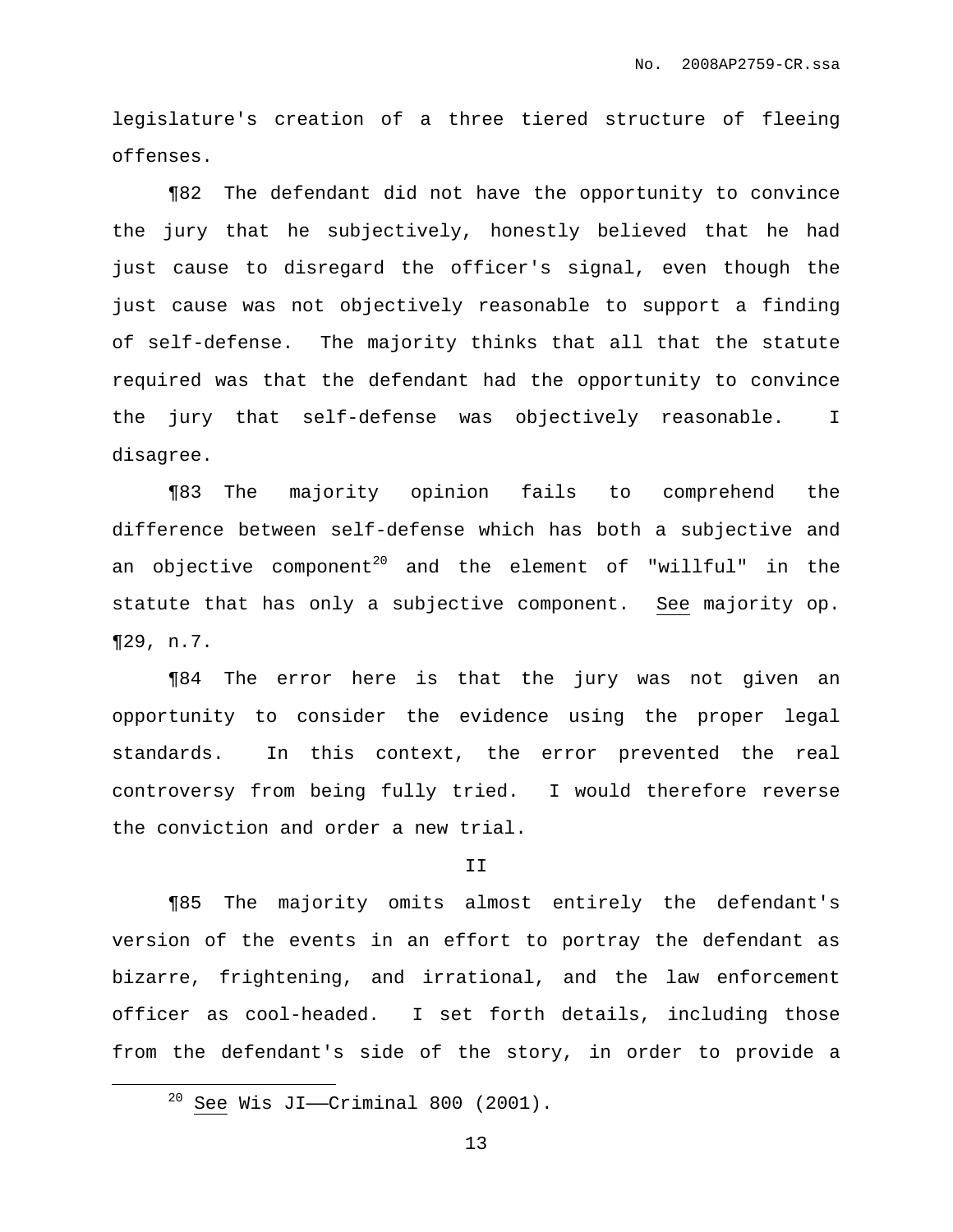legislature's creation of a three tiered structure of fleeing offenses.

¶82 The defendant did not have the opportunity to convince the jury that he subjectively, honestly believed that he had just cause to disregard the officer's signal, even though the just cause was not objectively reasonable to support a finding of self-defense. The majority thinks that all that the statute required was that the defendant had the opportunity to convince the jury that self-defense was objectively reasonable. I disagree.

¶83 The majority opinion fails to comprehend the difference between self-defense which has both a subjective and an objective component[20] and the element of "willful" in the statute that has only a subjective component. See majority op. ¶29, n.7.

¶84 The error here is that the jury was not given an opportunity to consider the evidence using the proper legal standards. In this context, the error prevented the real controversy from being fully tried. I would therefore reverse the conviction and order a new trial.

II

¶85 The majority omits almost entirely the defendant's version of the events in an effort to portray the defendant as bizarre, frightening, and irrational, and the law enforcement officer as cool-headed. I set forth details, including those from the defendant's side of the story, in order to provide a

[20] See Wis JI——Criminal 800 (2001).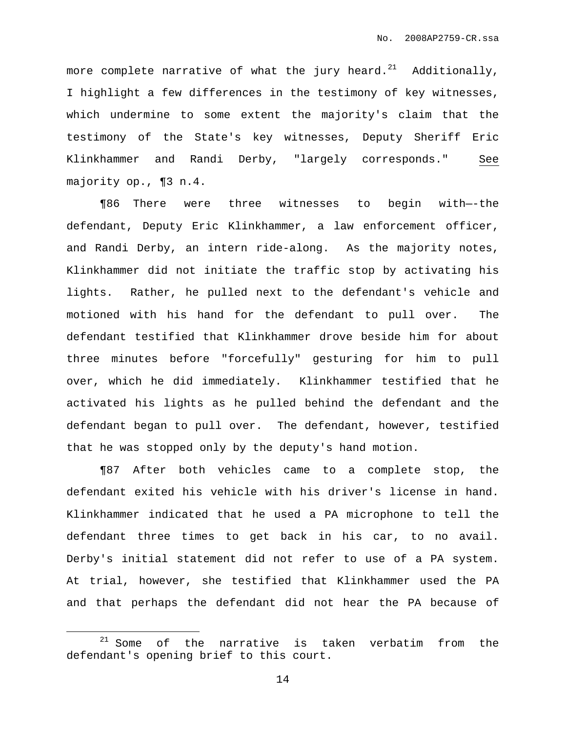more complete narrative of what the jury heard.[21] Additionally, I highlight a few differences in the testimony of key witnesses, which undermine to some extent the majority's claim that the testimony of the State's key witnesses, Deputy Sheriff Eric Klinkhammer and Randi Derby, "largely corresponds." See majority op., ¶3 n.4.

¶86 There were three witnesses to begin with—-the defendant, Deputy Eric Klinkhammer, a law enforcement officer, and Randi Derby, an intern ride-along. As the majority notes, Klinkhammer did not initiate the traffic stop by activating his lights. Rather, he pulled next to the defendant's vehicle and motioned with his hand for the defendant to pull over. The defendant testified that Klinkhammer drove beside him for about three minutes before "forcefully" gesturing for him to pull over, which he did immediately. Klinkhammer testified that he activated his lights as he pulled behind the defendant and the defendant began to pull over. The defendant, however, testified that he was stopped only by the deputy's hand motion.

¶87 After both vehicles came to a complete stop, the defendant exited his vehicle with his driver's license in hand. Klinkhammer indicated that he used a PA microphone to tell the defendant three times to get back in his car, to no avail. Derby's initial statement did not refer to use of a PA system. At trial, however, she testified that Klinkhammer used the PA and that perhaps the defendant did not hear the PA because of

[21] Some of the narrative is taken verbatim from the defendant's opening brief to this court.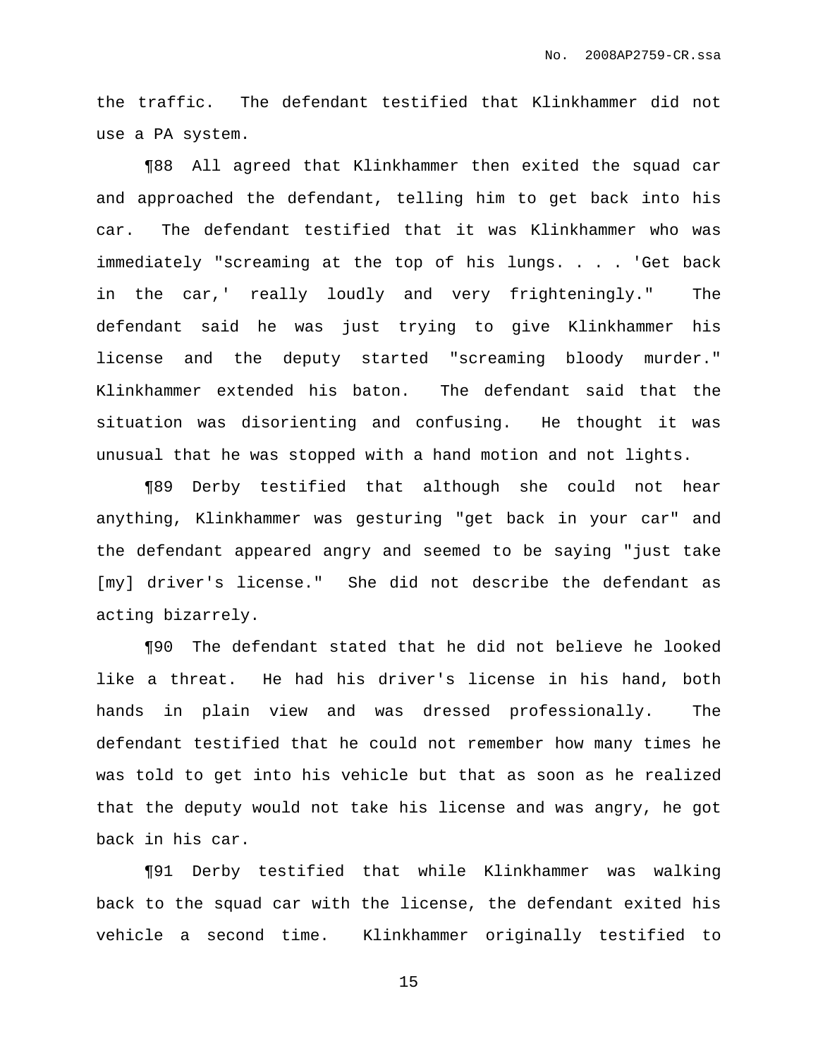the traffic. The defendant testified that Klinkhammer did not use a PA system.

¶88 All agreed that Klinkhammer then exited the squad car and approached the defendant, telling him to get back into his car. The defendant testified that it was Klinkhammer who was immediately "screaming at the top of his lungs. . . . 'Get back in the car,' really loudly and very frighteningly." The defendant said he was just trying to give Klinkhammer his license and the deputy started "screaming bloody murder." Klinkhammer extended his baton. The defendant said that the situation was disorienting and confusing. He thought it was unusual that he was stopped with a hand motion and not lights.

¶89 Derby testified that although she could not hear anything, Klinkhammer was gesturing "get back in your car" and the defendant appeared angry and seemed to be saying "just take [my] driver's license." She did not describe the defendant as acting bizarrely.

¶90 The defendant stated that he did not believe he looked like a threat. He had his driver's license in his hand, both hands in plain view and was dressed professionally. The defendant testified that he could not remember how many times he was told to get into his vehicle but that as soon as he realized that the deputy would not take his license and was angry, he got back in his car.

¶91 Derby testified that while Klinkhammer was walking back to the squad car with the license, the defendant exited his vehicle a second time. Klinkhammer originally testified to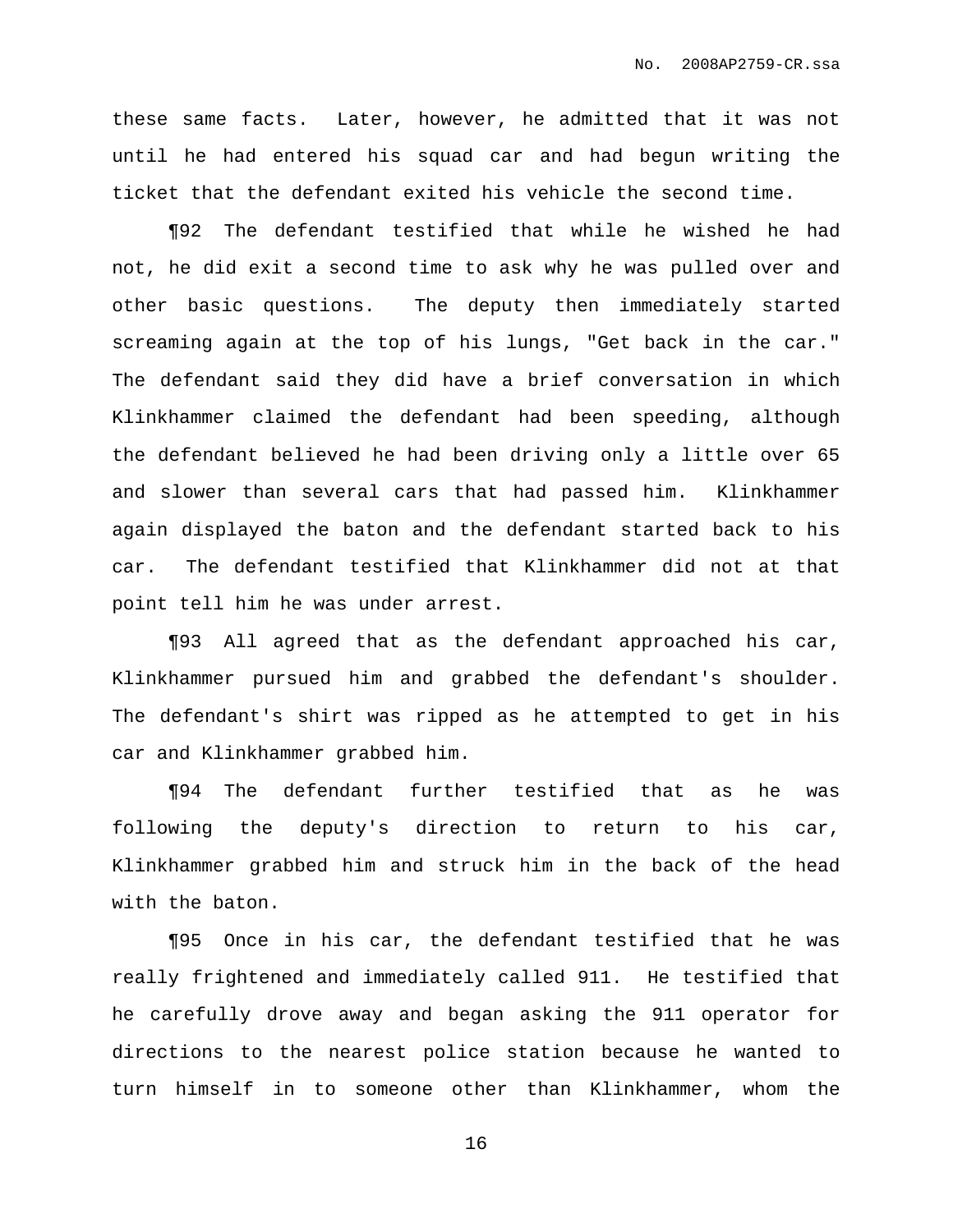these same facts. Later, however, he admitted that it was not until he had entered his squad car and had begun writing the ticket that the defendant exited his vehicle the second time.

¶92 The defendant testified that while he wished he had not, he did exit a second time to ask why he was pulled over and other basic questions. The deputy then immediately started screaming again at the top of his lungs, "Get back in the car." The defendant said they did have a brief conversation in which Klinkhammer claimed the defendant had been speeding, although the defendant believed he had been driving only a little over 65 and slower than several cars that had passed him. Klinkhammer again displayed the baton and the defendant started back to his car. The defendant testified that Klinkhammer did not at that point tell him he was under arrest.

¶93 All agreed that as the defendant approached his car, Klinkhammer pursued him and grabbed the defendant's shoulder. The defendant's shirt was ripped as he attempted to get in his car and Klinkhammer grabbed him.

¶94 The defendant further testified that as he was following the deputy's direction to return to his car, Klinkhammer grabbed him and struck him in the back of the head with the baton.

¶95 Once in his car, the defendant testified that he was really frightened and immediately called 911. He testified that he carefully drove away and began asking the 911 operator for directions to the nearest police station because he wanted to turn himself in to someone other than Klinkhammer, whom the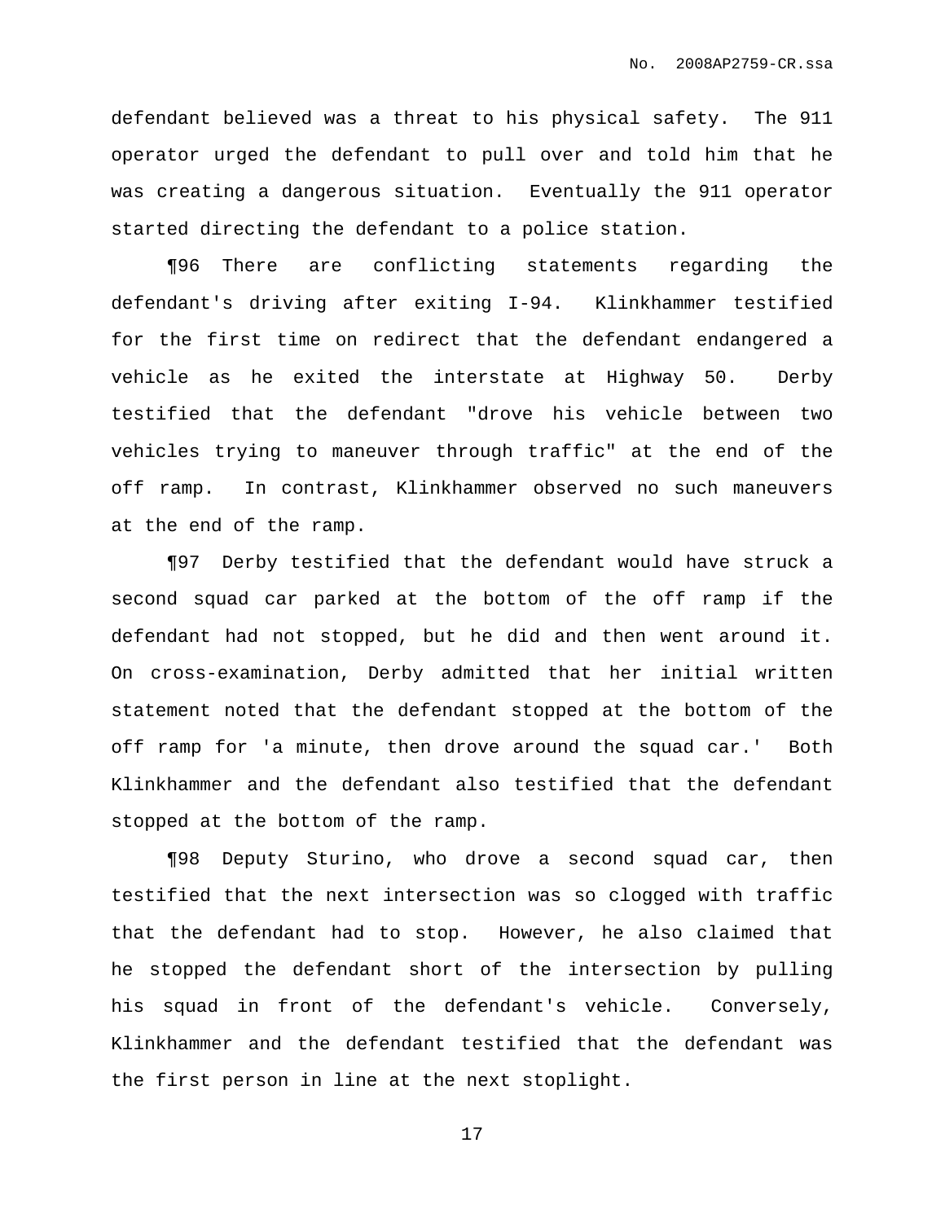defendant believed was a threat to his physical safety. The 911 operator urged the defendant to pull over and told him that he was creating a dangerous situation. Eventually the 911 operator started directing the defendant to a police station.

¶96 There are conflicting statements regarding the defendant's driving after exiting I-94. Klinkhammer testified for the first time on redirect that the defendant endangered a vehicle as he exited the interstate at Highway 50. Derby testified that the defendant "drove his vehicle between two vehicles trying to maneuver through traffic" at the end of the off ramp. In contrast, Klinkhammer observed no such maneuvers at the end of the ramp.

¶97 Derby testified that the defendant would have struck a second squad car parked at the bottom of the off ramp if the defendant had not stopped, but he did and then went around it. On cross-examination, Derby admitted that her initial written statement noted that the defendant stopped at the bottom of the off ramp for 'a minute, then drove around the squad car.' Both Klinkhammer and the defendant also testified that the defendant stopped at the bottom of the ramp.

¶98 Deputy Sturino, who drove a second squad car, then testified that the next intersection was so clogged with traffic that the defendant had to stop. However, he also claimed that he stopped the defendant short of the intersection by pulling his squad in front of the defendant's vehicle. Conversely, Klinkhammer and the defendant testified that the defendant was the first person in line at the next stoplight.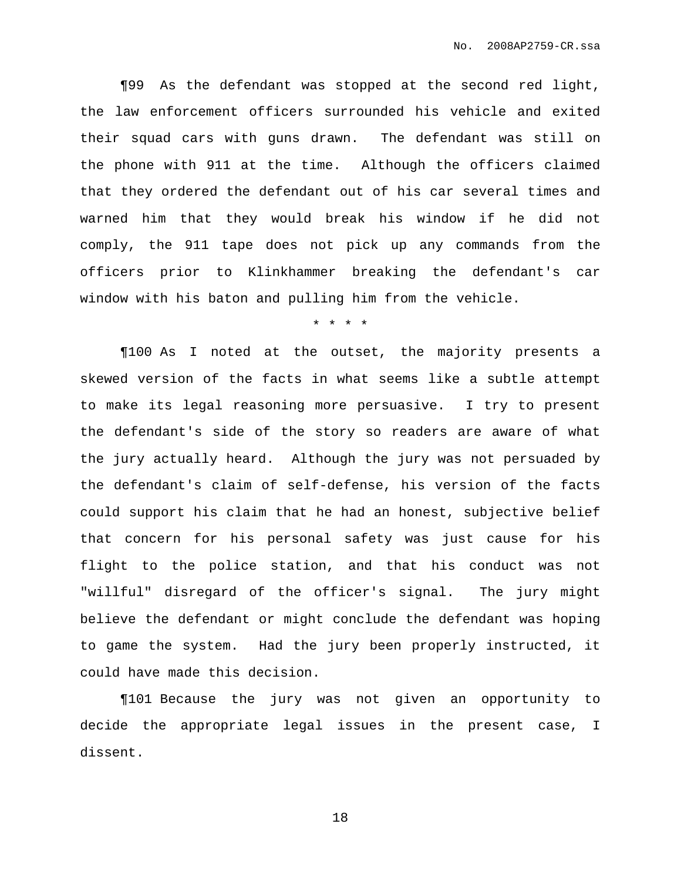¶99 As the defendant was stopped at the second red light, the law enforcement officers surrounded his vehicle and exited their squad cars with guns drawn. The defendant was still on the phone with 911 at the time. Although the officers claimed that they ordered the defendant out of his car several times and warned him that they would break his window if he did not comply, the 911 tape does not pick up any commands from the officers prior to Klinkhammer breaking the defendant's car window with his baton and pulling him from the vehicle.

\* \* \* \*

¶100 As I noted at the outset, the majority presents a skewed version of the facts in what seems like a subtle attempt to make its legal reasoning more persuasive. I try to present the defendant's side of the story so readers are aware of what the jury actually heard. Although the jury was not persuaded by the defendant's claim of self-defense, his version of the facts could support his claim that he had an honest, subjective belief that concern for his personal safety was just cause for his flight to the police station, and that his conduct was not "willful" disregard of the officer's signal. The jury might believe the defendant or might conclude the defendant was hoping to game the system. Had the jury been properly instructed, it could have made this decision.

¶101 Because the jury was not given an opportunity to decide the appropriate legal issues in the present case, I dissent.